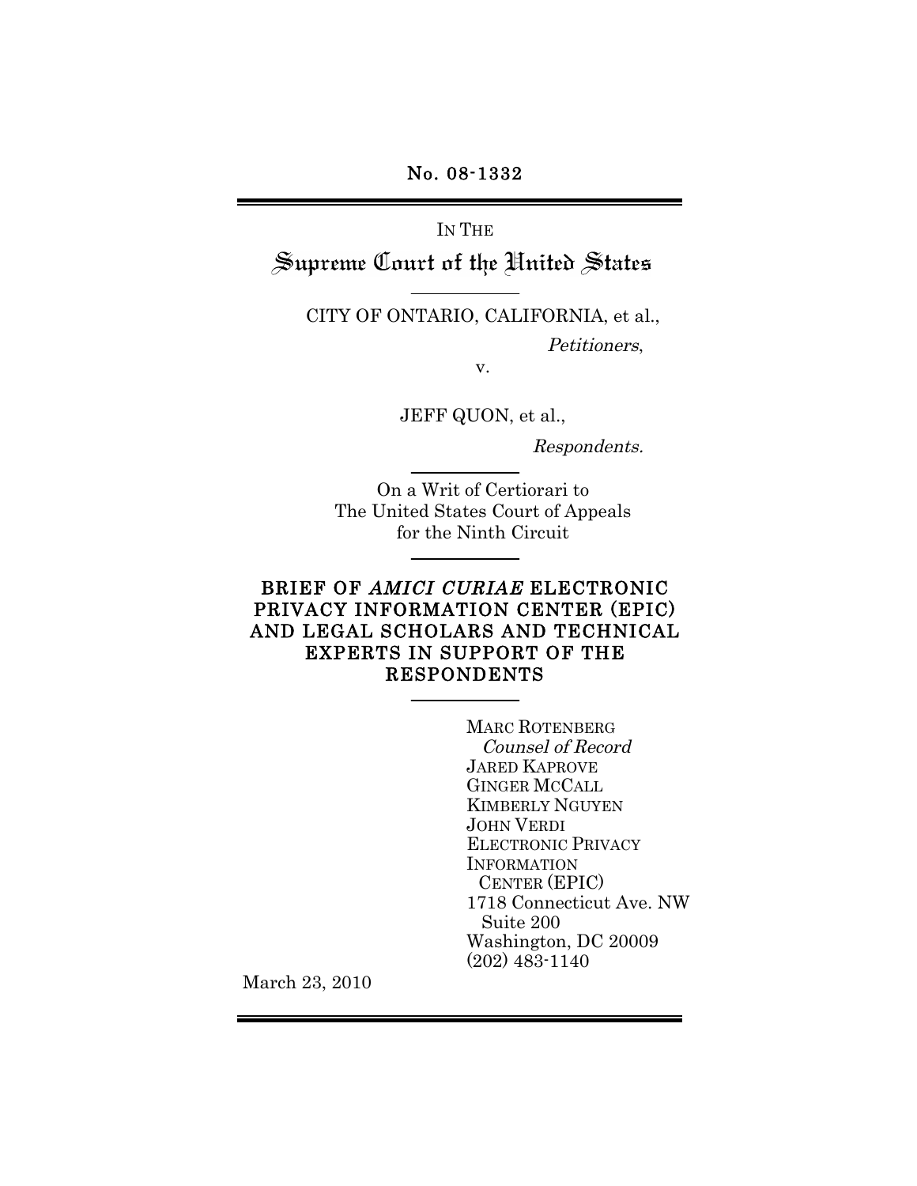No. 08-1332

---

IN THE

# Supreme Court of the United States

---

CITY OF ONTARIO, CALIFORNIA, et al.,

*Petitioners*,

v.

JEFF QUON, et al.,

*Respondents.*

---

On a Writ of Certiorari to
The United States Court of Appeals
for the Ninth Circuit

---

## BRIEF OF *AMICI CURIAE* ELECTRONIC PRIVACY INFORMATION CENTER (EPIC) AND LEGAL SCHOLARS AND TECHNICAL EXPERTS IN SUPPORT OF THE RESPONDENTS

---

MARC ROTENBERG
*Counsel of Record*
JARED KAPROVE
GINGER MCCALL
KIMBERLY NGUYEN
JOHN VERDI
ELECTRONIC PRIVACY INFORMATION CENTER (EPIC)
1718 Connecticut Ave. NW
Suite 200
Washington, DC 20009
(202) 483-1140

March 23, 2010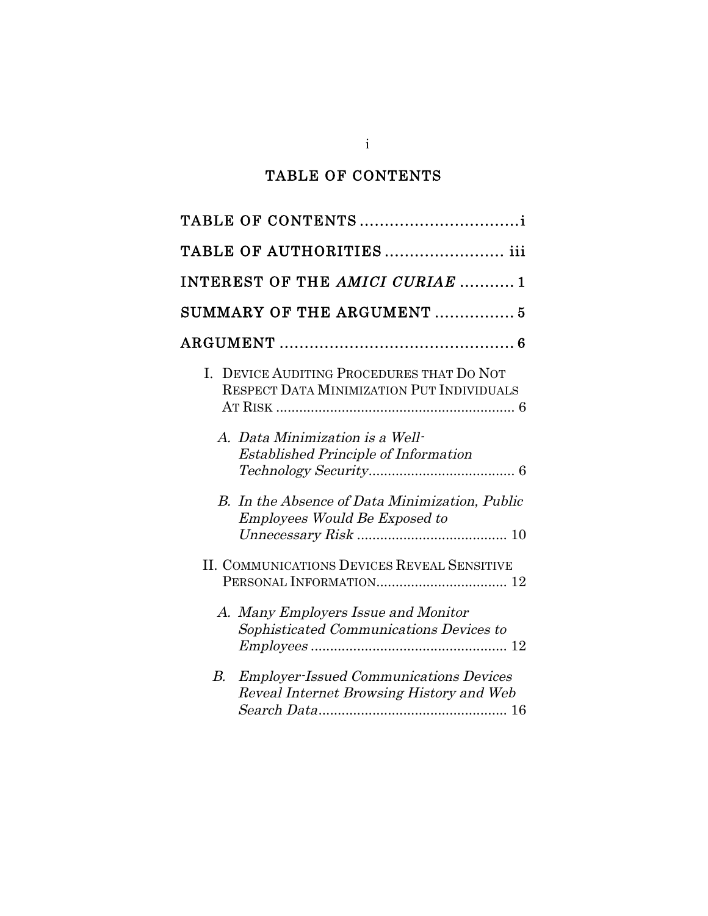# TABLE OF CONTENTS

TABLE OF CONTENTS ................................i

TABLE OF AUTHORITIES ........................ iii

INTEREST OF THE *AMICI CURIAE* ........... 1

SUMMARY OF THE ARGUMENT ................ 5

ARGUMENT ............................................... 6

I. DEVICE AUDITING PROCEDURES THAT DO NOT RESPECT DATA MINIMIZATION PUT INDIVIDUALS AT RISK ............................................................ 6

*A. Data Minimization is a Well-Established Principle of Information Technology Security*..................................... 6

*B. In the Absence of Data Minimization, Public Employees Would Be Exposed to Unnecessary Risk* ....................................... 10

II. COMMUNICATIONS DEVICES REVEAL SENSITIVE PERSONAL INFORMATION.................................. 12

*A. Many Employers Issue and Monitor Sophisticated Communications Devices to Employees* .................................................. 12

*B. Employer-Issued Communications Devices Reveal Internet Browsing History and Web Search Data*................................................ 16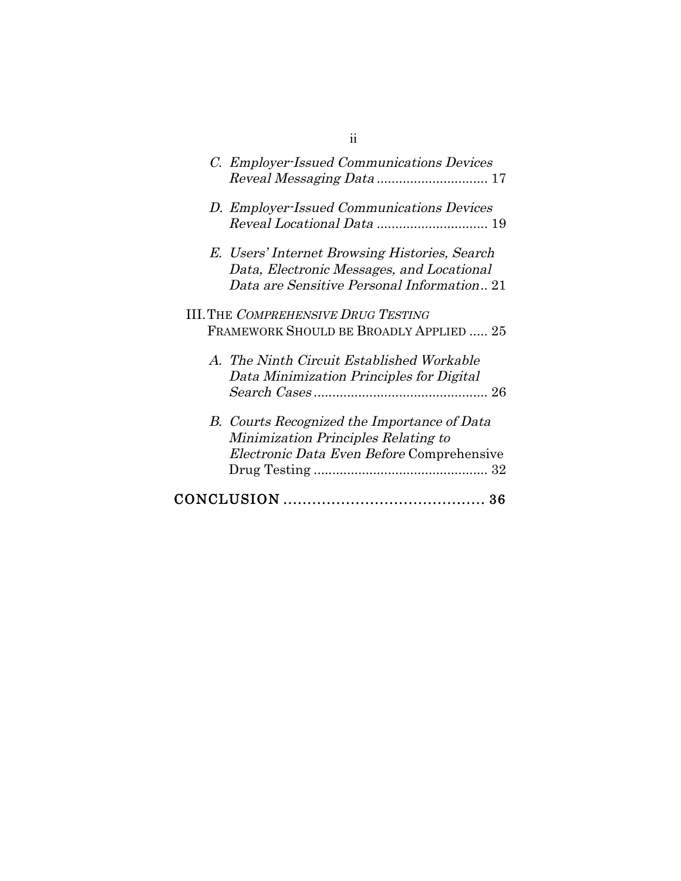C. *Employer-Issued Communications Devices Reveal Messaging Data* .............................. 17

D. *Employer-Issued Communications Devices Reveal Locational Data* .............................. 19

E. *Users' Internet Browsing Histories, Search Data, Electronic Messages, and Locational Data are Sensitive Personal Information*.. 21

III. THE *COMPREHENSIVE DRUG TESTING* FRAMEWORK SHOULD BE BROADLY APPLIED ..... 25

A. *The Ninth Circuit Established Workable Data Minimization Principles for Digital Search Cases* ............................................... 26

B. *Courts Recognized the Importance of Data Minimization Principles Relating to Electronic Data Even Before* Comprehensive Drug Testing ............................................... 32

CONCLUSION .......................................... 36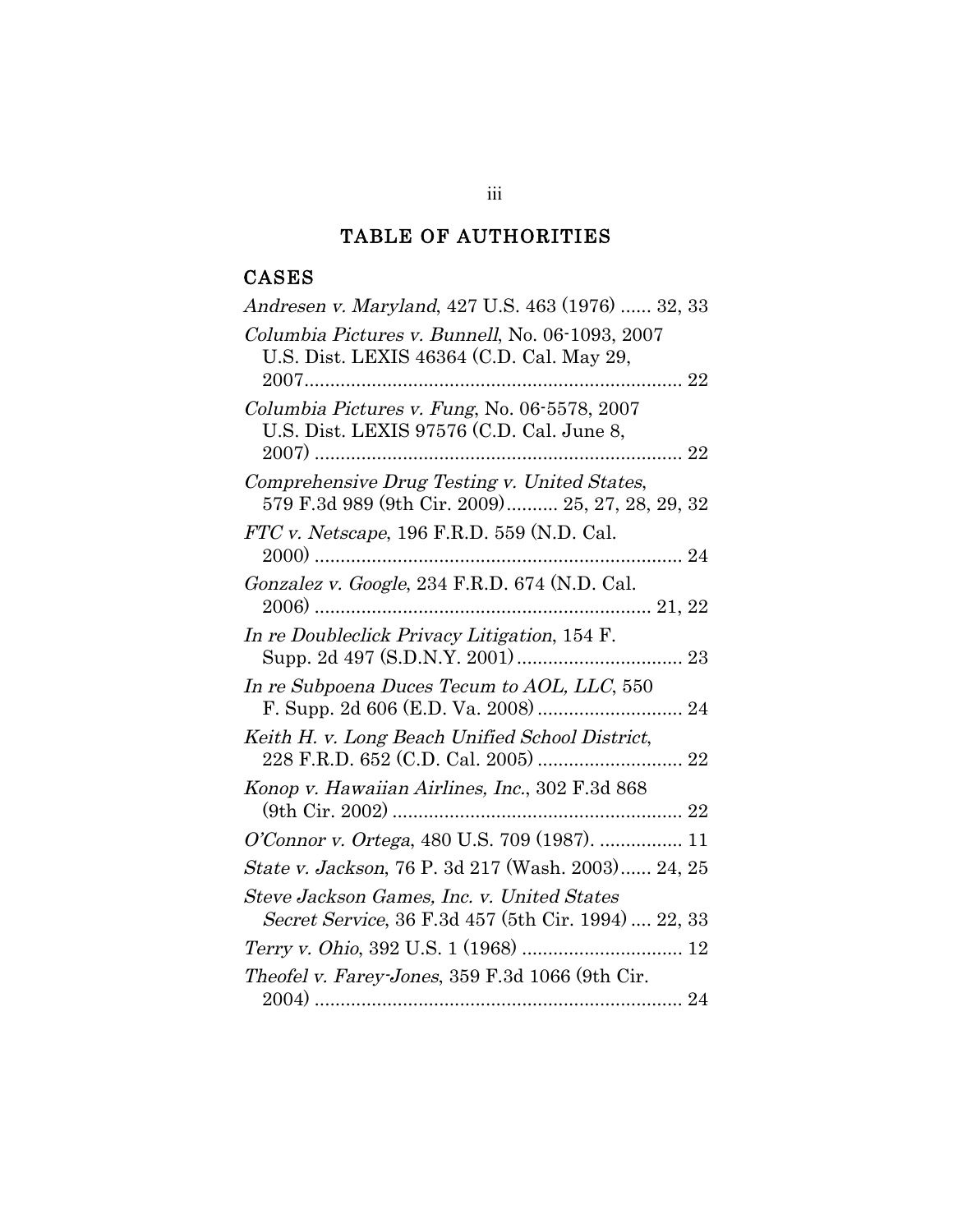# TABLE OF AUTHORITIES

## CASES

*Andresen v. Maryland*, 427 U.S. 463 (1976) ...... 32, 33

*Columbia Pictures v. Bunnell*, No. 06-1093, 2007 U.S. Dist. LEXIS 46364 (C.D. Cal. May 29, 2007......................................................................... 22

*Columbia Pictures v. Fung*, No. 06-5578, 2007 U.S. Dist. LEXIS 97576 (C.D. Cal. June 8, 2007) ....................................................................... 22

*Comprehensive Drug Testing v. United States*, 579 F.3d 989 (9th Cir. 2009).......... 25, 27, 28, 29, 32

*FTC v. Netscape*, 196 F.R.D. 559 (N.D. Cal. 2000) ....................................................................... 24

*Gonzalez v. Google*, 234 F.R.D. 674 (N.D. Cal. 2006) ................................................................. 21, 22

*In re Doubleclick Privacy Litigation*, 154 F. Supp. 2d 497 (S.D.N.Y. 2001)................................ 23

*In re Subpoena Duces Tecum to AOL, LLC*, 550 F. Supp. 2d 606 (E.D. Va. 2008)............................ 24

*Keith H. v. Long Beach Unified School District*, 228 F.R.D. 652 (C.D. Cal. 2005) ............................ 22

*Konop v. Hawaiian Airlines, Inc.*, 302 F.3d 868 (9th Cir. 2002) ........................................................ 22

*O'Connor v. Ortega*, 480 U.S. 709 (1987). ................ 11

*State v. Jackson*, 76 P. 3d 217 (Wash. 2003)...... 24, 25

*Steve Jackson Games, Inc. v. United States Secret Service*, 36 F.3d 457 (5th Cir. 1994) .... 22, 33

*Terry v. Ohio*, 392 U.S. 1 (1968) ............................... 12

*Theofel v. Farey-Jones*, 359 F.3d 1066 (9th Cir. 2004) ....................................................................... 24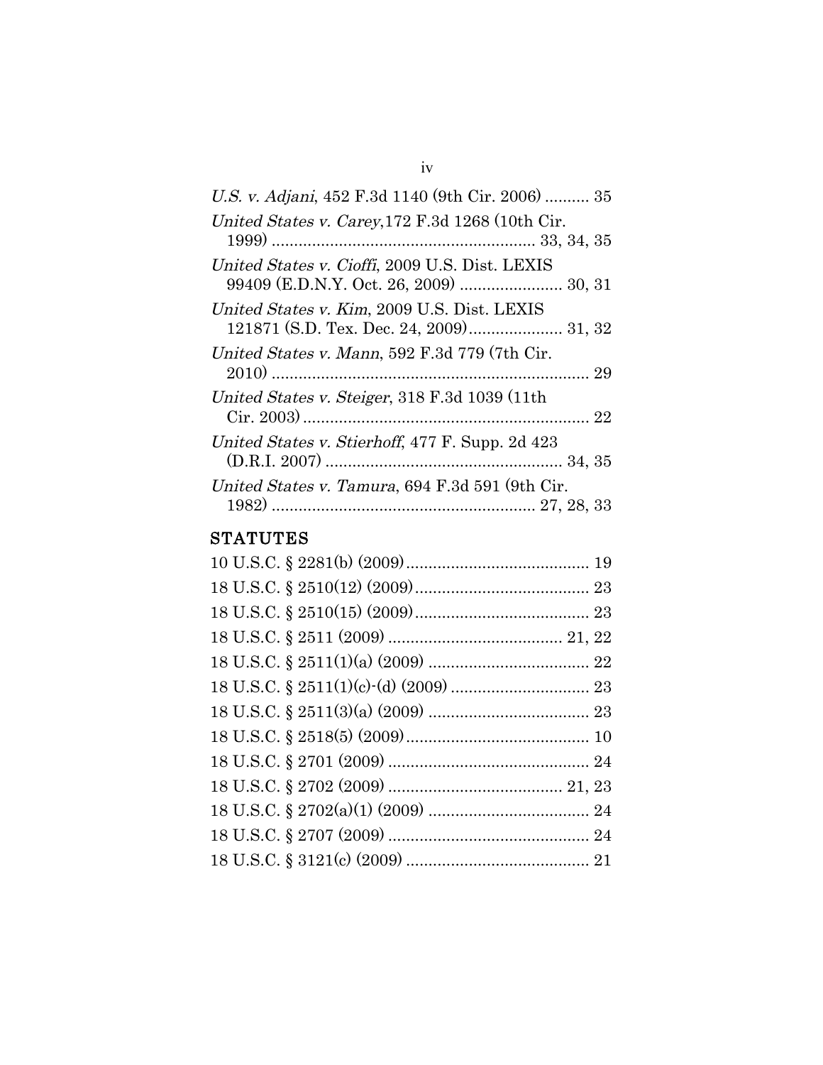*U.S. v. Adjani*, 452 F.3d 1140 (9th Cir. 2006) .......... 35

*United States v. Carey*,172 F.3d 1268 (10th Cir. 1999) .......................................................... 33, 34, 35

*United States v. Cioffi*, 2009 U.S. Dist. LEXIS 99409 (E.D.N.Y. Oct. 26, 2009) ....................... 30, 31

*United States v. Kim*, 2009 U.S. Dist. LEXIS 121871 (S.D. Tex. Dec. 24, 2009)..................... 31, 32

*United States v. Mann*, 592 F.3d 779 (7th Cir. 2010) ....................................................................... 29

*United States v. Steiger*, 318 F.3d 1039 (11th Cir. 2003) ................................................................ 22

*United States v. Stierhoff*, 477 F. Supp. 2d 423 (D.R.I. 2007) .................................................... 34, 35

*United States v. Tamura*, 694 F.3d 591 (9th Cir. 1982) .......................................................... 27, 28, 33

## STATUTES

10 U.S.C. § 2281(b) (2009)......................................... 19

18 U.S.C. § 2510(12) (2009)....................................... 23

18 U.S.C. § 2510(15) (2009)....................................... 23

18 U.S.C. § 2511 (2009) ....................................... 21, 22

18 U.S.C. § 2511(1)(a) (2009) .................................... 22

18 U.S.C. § 2511(1)(c)-(d) (2009) ............................... 23

18 U.S.C. § 2511(3)(a) (2009) .................................... 23

18 U.S.C. § 2518(5) (2009)......................................... 10

18 U.S.C. § 2701 (2009) ............................................. 24

18 U.S.C. § 2702 (2009) ....................................... 21, 23

18 U.S.C. § 2702(a)(1) (2009) .................................... 24

18 U.S.C. § 2707 (2009) ............................................. 24

18 U.S.C. § 3121(c) (2009) ......................................... 21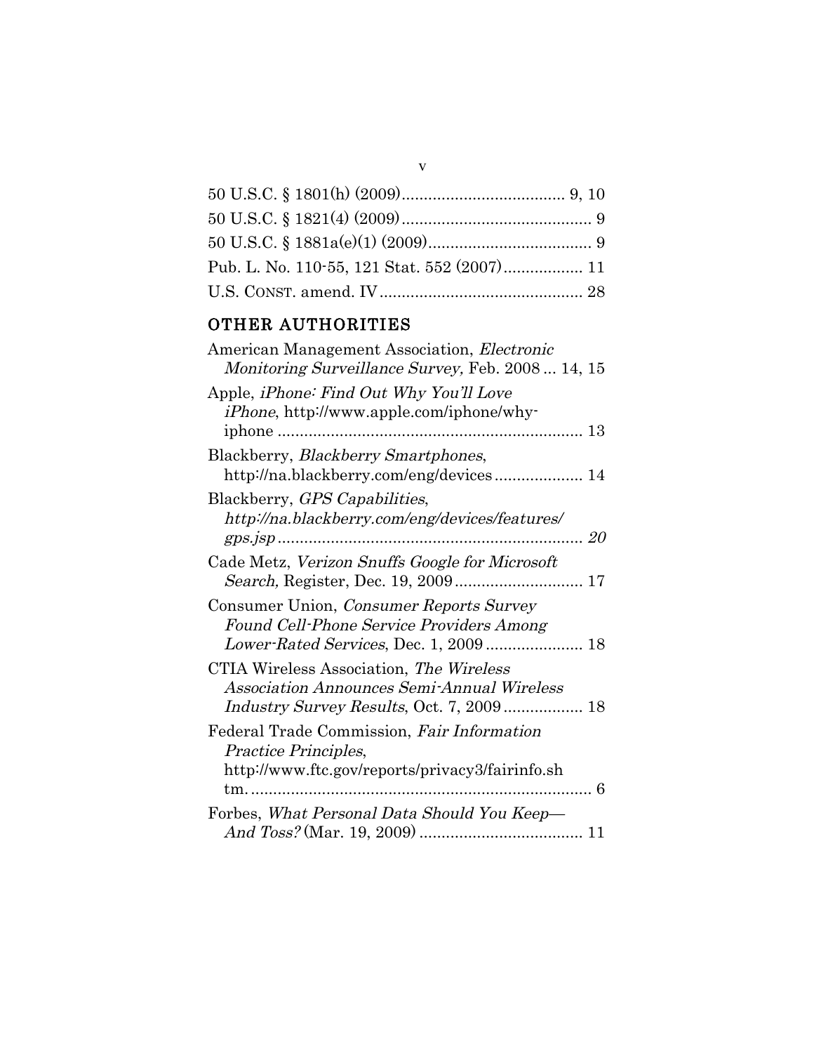50 U.S.C. § 1801(h) (2009).................................... 9, 10

50 U.S.C. § 1821(4) (2009).......................................... 9

50 U.S.C. § 1881a(e)(1) (2009).................................... 9

Pub. L. No. 110-55, 121 Stat. 552 (2007)................. 11

U.S. CONST. amend. IV............................................. 28

## OTHER AUTHORITIES

American Management Association, *Electronic Monitoring Surveillance Survey,* Feb. 2008 ... 14, 15

Apple, *iPhone: Find Out Why You'll Love iPhone*, http://www.apple.com/iphone/why-iphone ..................................................................... 13

Blackberry, *Blackberry Smartphones*, http://na.blackberry.com/eng/devices.................... 14

Blackberry, *GPS Capabilities*, *http://na.blackberry.com/eng/devices/features/gps.jsp ..................................................................... 20*

Cade Metz, *Verizon Snuffs Google for Microsoft Search,* Register, Dec. 19, 2009............................. 17

Consumer Union, *Consumer Reports Survey Found Cell-Phone Service Providers Among Lower-Rated Services*, Dec. 1, 2009 ...................... 18

CTIA Wireless Association, *The Wireless Association Announces Semi-Annual Wireless Industry Survey Results*, Oct. 7, 2009 .................. 18

Federal Trade Commission, *Fair Information Practice Principles*, http://www.ftc.gov/reports/privacy3/fairinfo.shtm. ............................................................................. 6

Forbes, *What Personal Data Should You Keep—And Toss?* (Mar. 19, 2009) ..................................... 11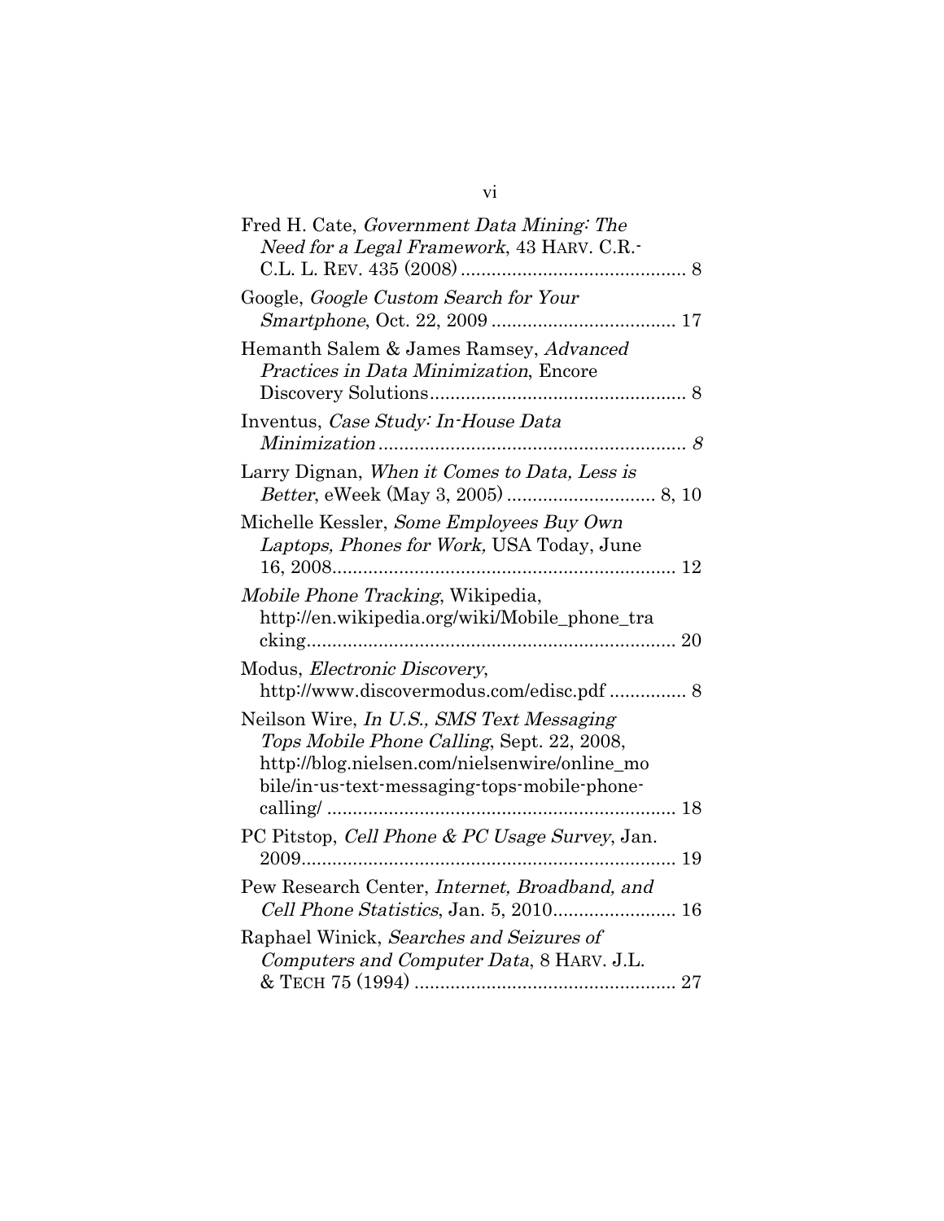Fred H. Cate, *Government Data Mining: The Need for a Legal Framework*, 43 HARV. C.R.-C.L. L. REV. 435 (2008) ............................................ 8

Google, *Google Custom Search for Your Smartphone*, Oct. 22, 2009 .................................... 17

Hemanth Salem & James Ramsey, *Advanced Practices in Data Minimization*, Encore Discovery Solutions.................................................. 8

Inventus, *Case Study: In-House Data Minimization*............................................................ *8*

Larry Dignan, *When it Comes to Data, Less is Better*, eWeek (May 3, 2005) ............................. 8, 10

Michelle Kessler, *Some Employees Buy Own Laptops, Phones for Work,* USA Today, June 16, 2008................................................................... 12

*Mobile Phone Tracking*, Wikipedia, http://en.wikipedia.org/wiki/Mobile_phone_tracking......................................................................... 20

Modus, *Electronic Discovery*, http://www.discovermodus.com/edisc.pdf ............... 8

Neilson Wire, *In U.S., SMS Text Messaging Tops Mobile Phone Calling*, Sept. 22, 2008, http://blog.nielsen.com/nielsenwire/online_mobile/in-us-text-messaging-tops-mobile-phone-calling/ .................................................................... 18

PC Pitstop, *Cell Phone & PC Usage Survey*, Jan. 2009......................................................................... 19

Pew Research Center, *Internet, Broadband, and Cell Phone Statistics*, Jan. 5, 2010........................ 16

Raphael Winick, *Searches and Seizures of Computers and Computer Data*, 8 HARV. J.L. & TECH 75 (1994) .................................................. 27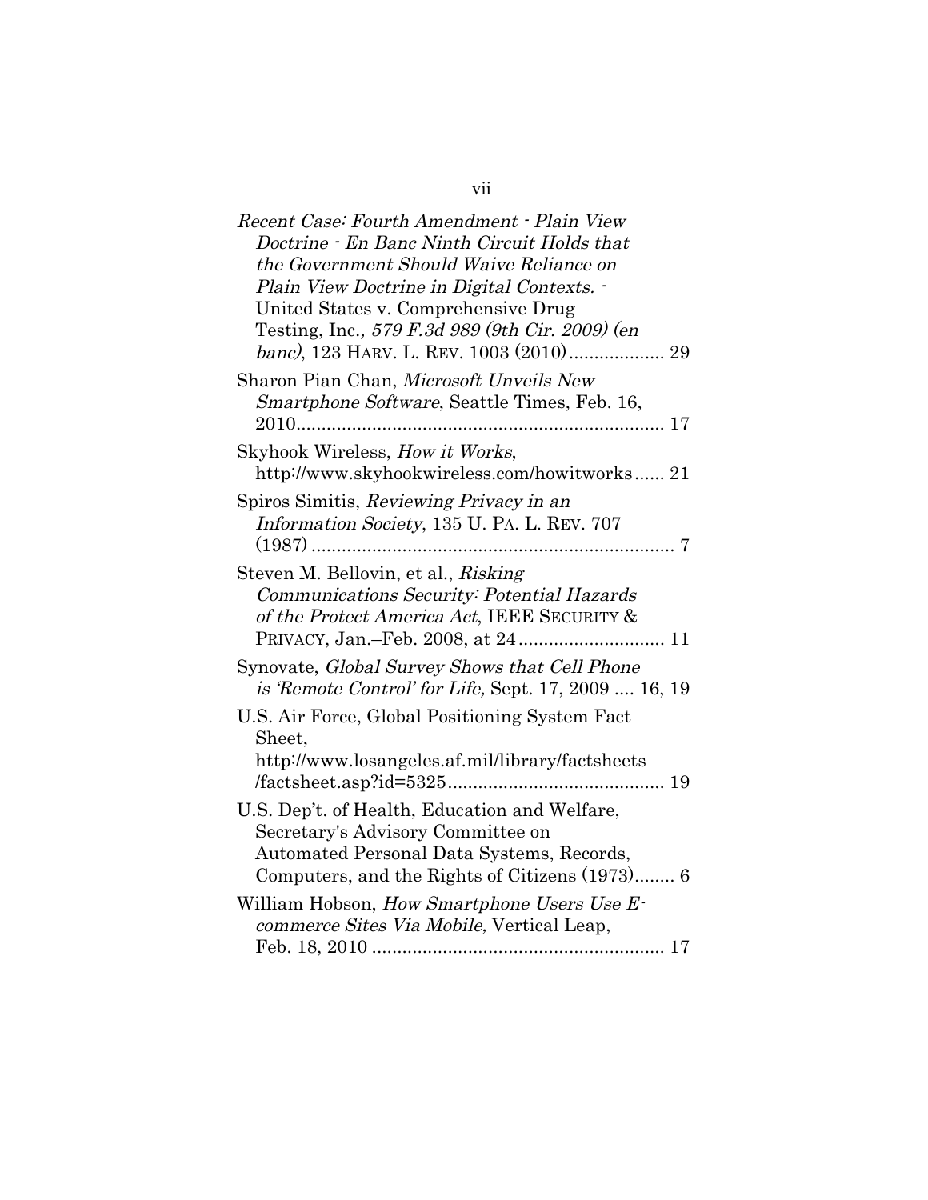*Recent Case: Fourth Amendment - Plain View Doctrine - En Banc Ninth Circuit Holds that the Government Should Waive Reliance on Plain View Doctrine in Digital Contexts.* - United States v. Comprehensive Drug Testing, Inc., *579 F.3d 989 (9th Cir. 2009) (en banc)*, 123 HARV. L. REV. 1003 (2010)................... 29

Sharon Pian Chan, *Microsoft Unveils New Smartphone Software*, Seattle Times, Feb. 16, 2010......................................................................... 17

Skyhook Wireless, *How it Works*, http://www.skyhookwireless.com/howitworks...... 21

Spiros Simitis, *Reviewing Privacy in an Information Society*, 135 U. PA. L. REV. 707 (1987) ........................................................................ 7

Steven M. Bellovin, et al., *Risking Communications Security: Potential Hazards of the Protect America Act*, IEEE SECURITY & PRIVACY, Jan.–Feb. 2008, at 24............................ 11

Synovate, *Global Survey Shows that Cell Phone is 'Remote Control' for Life,* Sept. 17, 2009 .... 16, 19

U.S. Air Force, Global Positioning System Fact Sheet, http://www.losangeles.af.mil/library/factsheets /factsheet.asp?id=5325........................................... 19

U.S. Dep't. of Health, Education and Welfare, Secretary's Advisory Committee on Automated Personal Data Systems, Records, Computers, and the Rights of Citizens (1973)........ 6

William Hobson, *How Smartphone Users Use E-commerce Sites Via Mobile,* Vertical Leap, Feb. 18, 2010 .......................................................... 17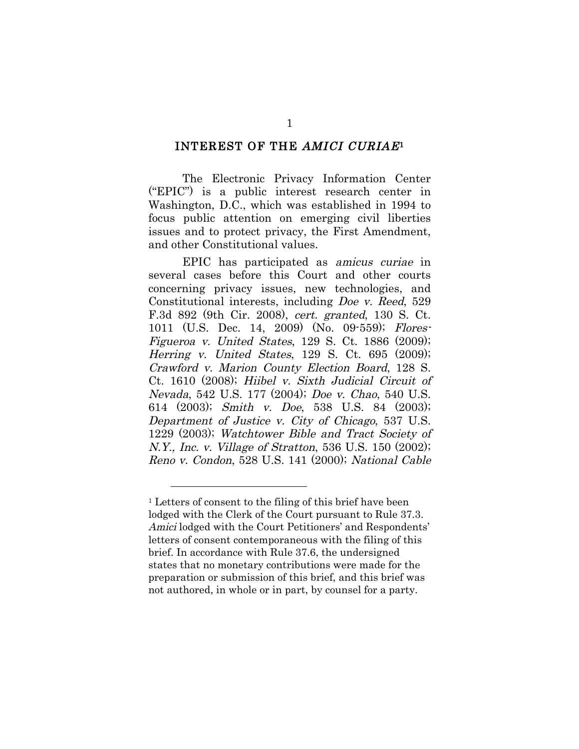## INTEREST OF THE *AMICI CURIAE*[1]

The Electronic Privacy Information Center ("EPIC") is a public interest research center in Washington, D.C., which was established in 1994 to focus public attention on emerging civil liberties issues and to protect privacy, the First Amendment, and other Constitutional values.

EPIC has participated as *amicus curiae* in several cases before this Court and other courts concerning privacy issues, new technologies, and Constitutional interests, including *Doe v. Reed*, 529 F.3d 892 (9th Cir. 2008), *cert. granted*, 130 S. Ct. 1011 (U.S. Dec. 14, 2009) (No. 09-559); *Flores-Figueroa v. United States*, 129 S. Ct. 1886 (2009); *Herring v. United States*, 129 S. Ct. 695 (2009); *Crawford v. Marion County Election Board*, 128 S. Ct. 1610 (2008); *Hiibel v. Sixth Judicial Circuit of Nevada*, 542 U.S. 177 (2004); *Doe v. Chao*, 540 U.S. 614 (2003); *Smith v. Doe*, 538 U.S. 84 (2003); *Department of Justice v. City of Chicago*, 537 U.S. 1229 (2003); *Watchtower Bible and Tract Society of N.Y., Inc. v. Village of Stratton*, 536 U.S. 150 (2002); *Reno v. Condon*, 528 U.S. 141 (2000); *National Cable*

---

[1] Letters of consent to the filing of this brief have been lodged with the Clerk of the Court pursuant to Rule 37.3. *Amici* lodged with the Court Petitioners' and Respondents' letters of consent contemporaneous with the filing of this brief. In accordance with Rule 37.6, the undersigned states that no monetary contributions were made for the preparation or submission of this brief, and this brief was not authored, in whole or in part, by counsel for a party.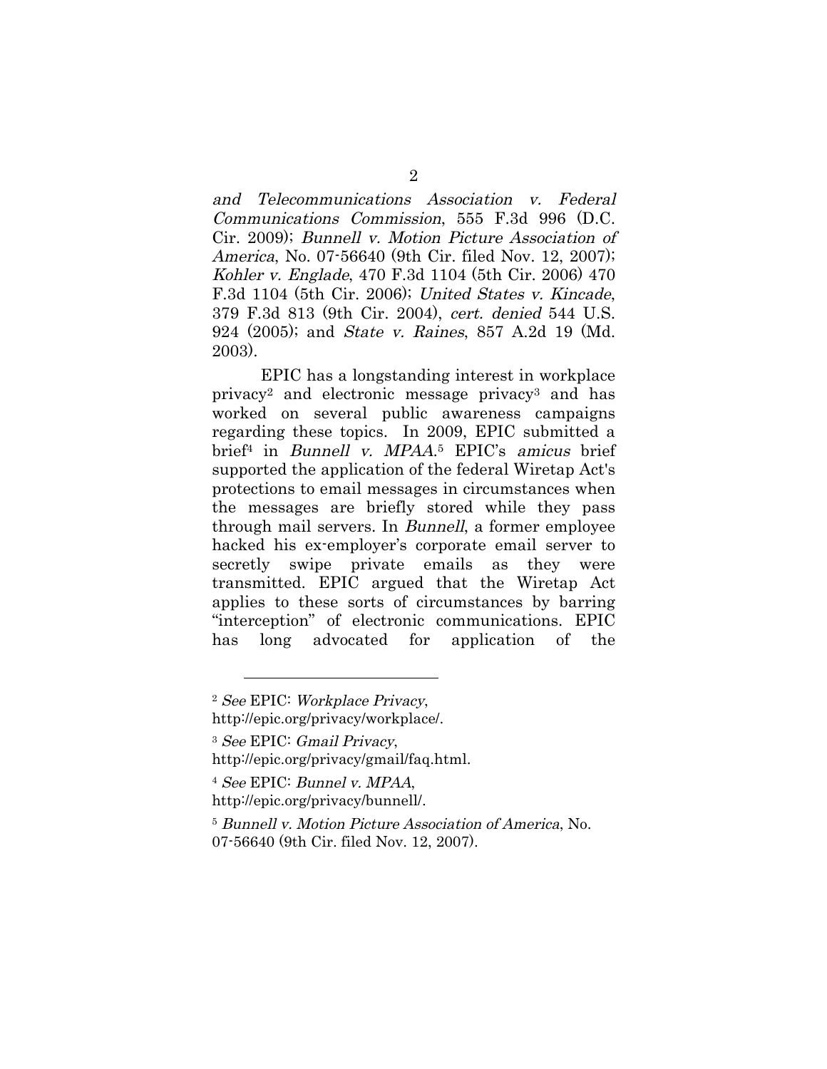*and Telecommunications Association v. Federal Communications Commission*, 555 F.3d 996 (D.C. Cir. 2009); *Bunnell v. Motion Picture Association of America*, No. 07-56640 (9th Cir. filed Nov. 12, 2007); *Kohler v. Englade*, 470 F.3d 1104 (5th Cir. 2006) 470 F.3d 1104 (5th Cir. 2006); *United States v. Kincade*, 379 F.3d 813 (9th Cir. 2004), *cert. denied* 544 U.S. 924 (2005); and *State v. Raines*, 857 A.2d 19 (Md. 2003).

EPIC has a longstanding interest in workplace privacy[2] and electronic message privacy[3] and has worked on several public awareness campaigns regarding these topics. In 2009, EPIC submitted a brief[4] in *Bunnell v. MPAA*.[5] EPIC's *amicus* brief supported the application of the federal Wiretap Act's protections to email messages in circumstances when the messages are briefly stored while they pass through mail servers. In *Bunnell*, a former employee hacked his ex-employer's corporate email server to secretly swipe private emails as they were transmitted. EPIC argued that the Wiretap Act applies to these sorts of circumstances by barring "interception" of electronic communications. EPIC has long advocated for application of the

---

[2] *See* EPIC: *Workplace Privacy*, http://epic.org/privacy/workplace/.

[3] *See* EPIC: *Gmail Privacy*, http://epic.org/privacy/gmail/faq.html.

[4] *See* EPIC: *Bunnel v. MPAA*, http://epic.org/privacy/bunnell/.

[5] *Bunnell v. Motion Picture Association of America*, No. 07-56640 (9th Cir. filed Nov. 12, 2007).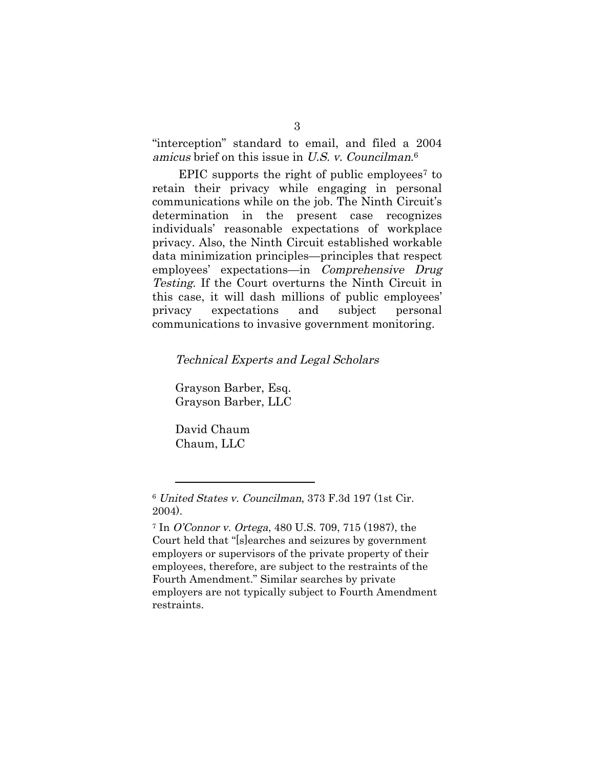"interception" standard to email, and filed a 2004 *amicus* brief on this issue in *U.S. v. Councilman*.[6]

EPIC supports the right of public employees[7] to retain their privacy while engaging in personal communications while on the job. The Ninth Circuit's determination in the present case recognizes individuals' reasonable expectations of workplace privacy. Also, the Ninth Circuit established workable data minimization principles—principles that respect employees' expectations—in *Comprehensive Drug Testing*. If the Court overturns the Ninth Circuit in this case, it will dash millions of public employees' privacy expectations and subject personal communications to invasive government monitoring.

*Technical Experts and Legal Scholars*

Grayson Barber, Esq.
Grayson Barber, LLC

David Chaum
Chaum, LLC

---

[6] *United States v. Councilman*, 373 F.3d 197 (1st Cir. 2004).

[7] In *O'Connor v. Ortega*, 480 U.S. 709, 715 (1987), the Court held that "[s]earches and seizures by government employers or supervisors of the private property of their employees, therefore, are subject to the restraints of the Fourth Amendment." Similar searches by private employers are not typically subject to Fourth Amendment restraints.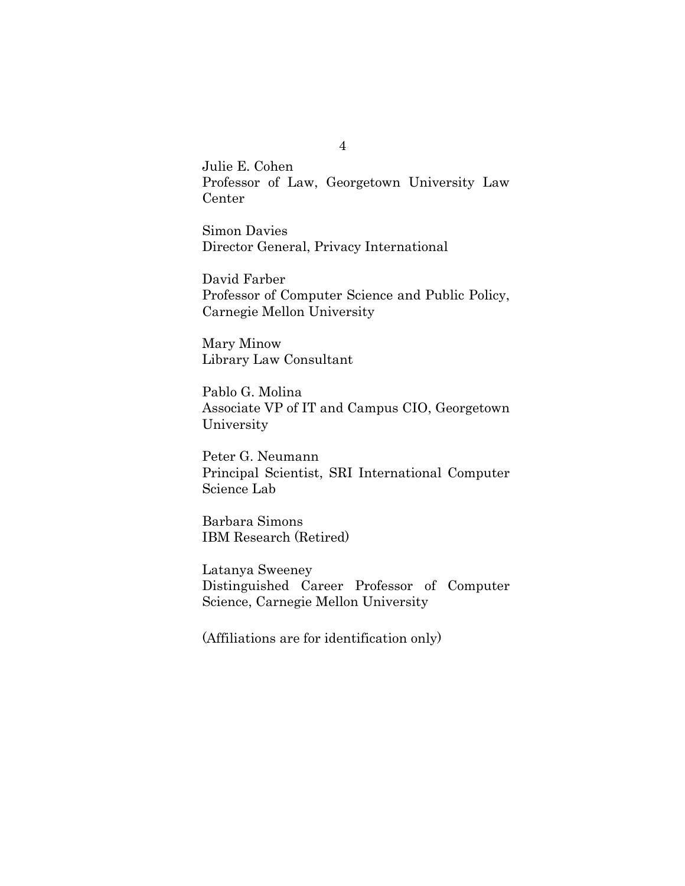Julie E. Cohen
Professor of Law, Georgetown University Law Center

Simon Davies
Director General, Privacy International

David Farber
Professor of Computer Science and Public Policy, Carnegie Mellon University

Mary Minow
Library Law Consultant

Pablo G. Molina
Associate VP of IT and Campus CIO, Georgetown University

Peter G. Neumann
Principal Scientist, SRI International Computer Science Lab

Barbara Simons
IBM Research (Retired)

Latanya Sweeney
Distinguished Career Professor of Computer Science, Carnegie Mellon University

(Affiliations are for identification only)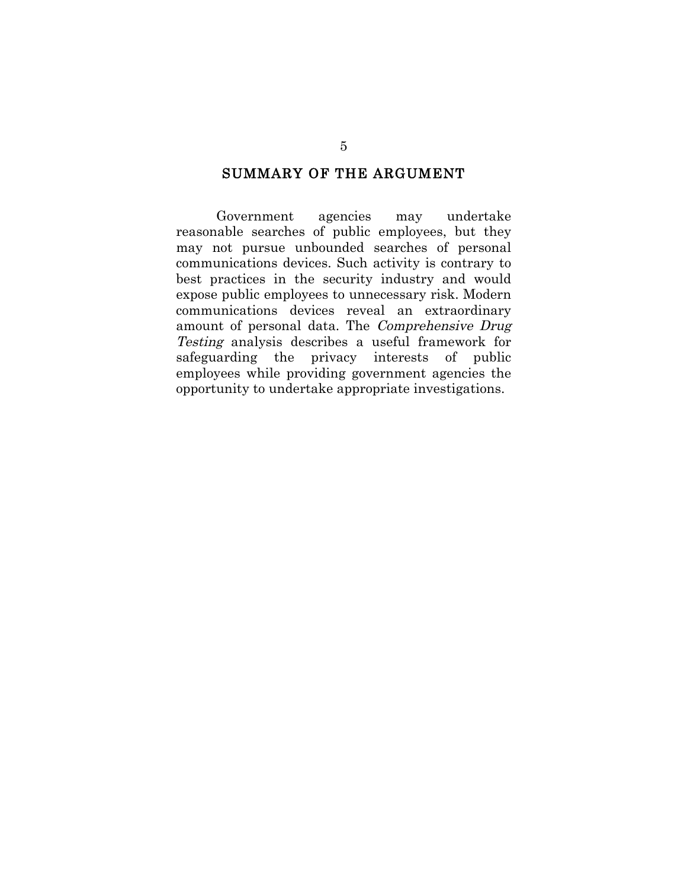## SUMMARY OF THE ARGUMENT

Government agencies may undertake reasonable searches of public employees, but they may not pursue unbounded searches of personal communications devices. Such activity is contrary to best practices in the security industry and would expose public employees to unnecessary risk. Modern communications devices reveal an extraordinary amount of personal data. The *Comprehensive Drug Testing* analysis describes a useful framework for safeguarding the privacy interests of public employees while providing government agencies the opportunity to undertake appropriate investigations.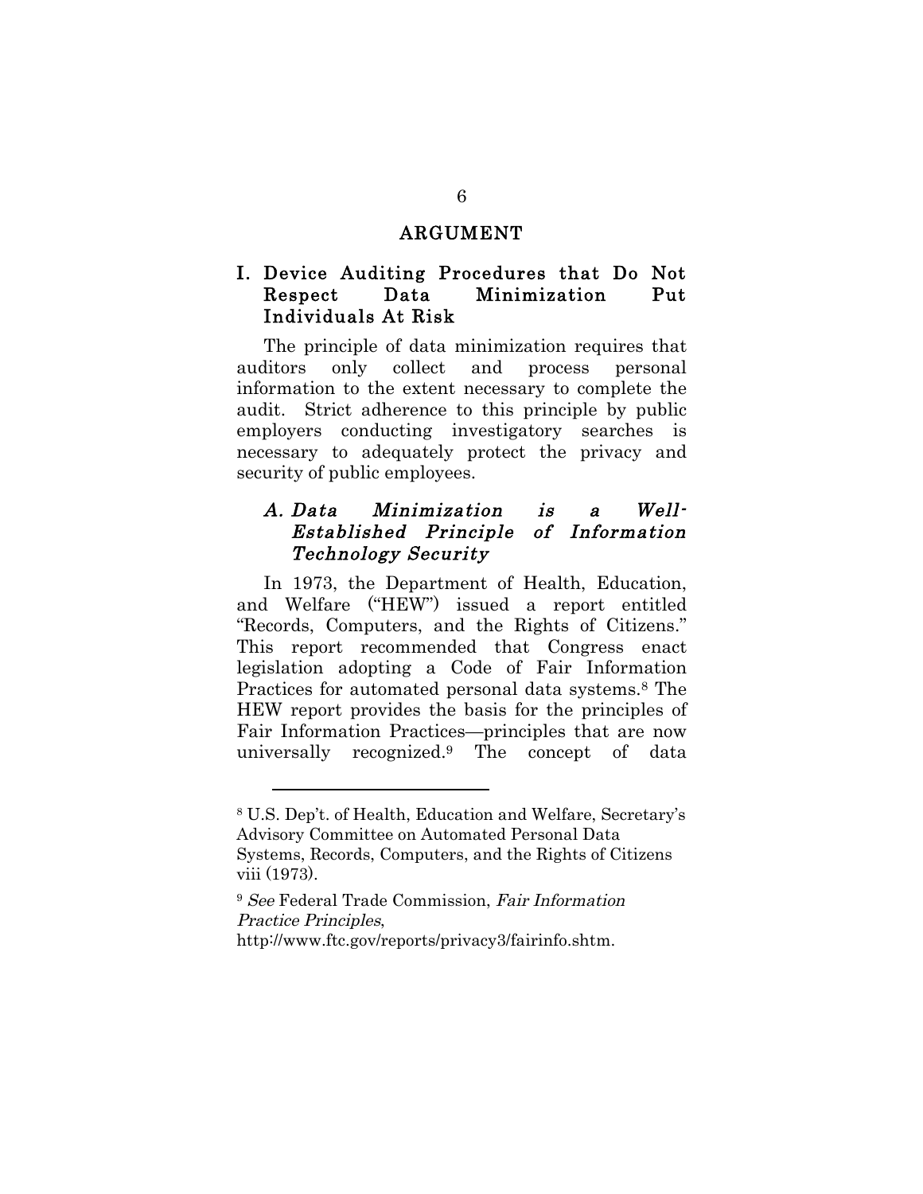# ARGUMENT

## I. Device Auditing Procedures that Do Not Respect Data Minimization Put Individuals At Risk

The principle of data minimization requires that auditors only collect and process personal information to the extent necessary to complete the audit. Strict adherence to this principle by public employers conducting investigatory searches is necessary to adequately protect the privacy and security of public employees.

### *A. Data Minimization is a Well-Established Principle of Information Technology Security*

In 1973, the Department of Health, Education, and Welfare ("HEW") issued a report entitled "Records, Computers, and the Rights of Citizens." This report recommended that Congress enact legislation adopting a Code of Fair Information Practices for automated personal data systems.[8] The HEW report provides the basis for the principles of Fair Information Practices—principles that are now universally recognized.[9] The concept of data

---

[8] U.S. Dep't. of Health, Education and Welfare, Secretary's Advisory Committee on Automated Personal Data Systems, Records, Computers, and the Rights of Citizens viii (1973).

[9] *See* Federal Trade Commission, *Fair Information Practice Principles*, http://www.ftc.gov/reports/privacy3/fairinfo.shtm.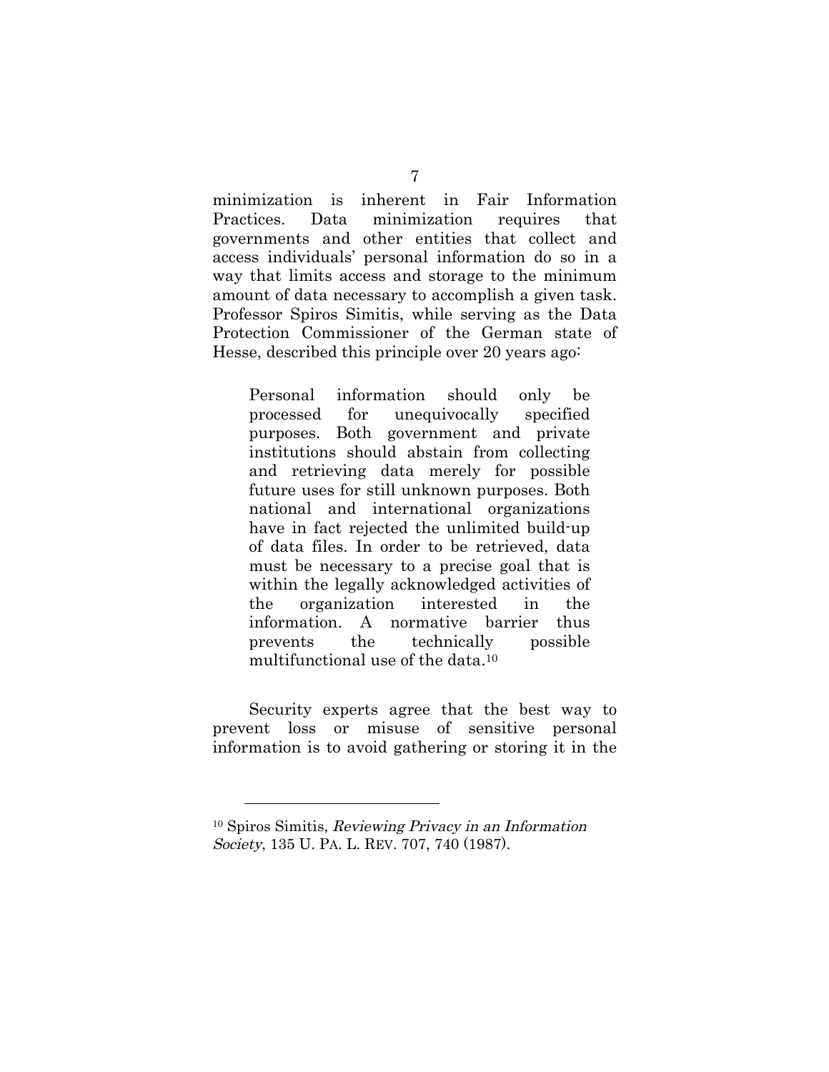minimization is inherent in Fair Information Practices. Data minimization requires that governments and other entities that collect and access individuals' personal information do so in a way that limits access and storage to the minimum amount of data necessary to accomplish a given task. Professor Spiros Simitis, while serving as the Data Protection Commissioner of the German state of Hesse, described this principle over 20 years ago:

> Personal information should only be processed for unequivocally specified purposes. Both government and private institutions should abstain from collecting and retrieving data merely for possible future uses for still unknown purposes. Both national and international organizations have in fact rejected the unlimited build-up of data files. In order to be retrieved, data must be necessary to a precise goal that is within the legally acknowledged activities of the organization interested in the information. A normative barrier thus prevents the technically possible multifunctional use of the data.[10]

Security experts agree that the best way to prevent loss or misuse of sensitive personal information is to avoid gathering or storing it in the

---

[10] Spiros Simitis, *Reviewing Privacy in an Information Society*, 135 U. PA. L. REV. 707, 740 (1987).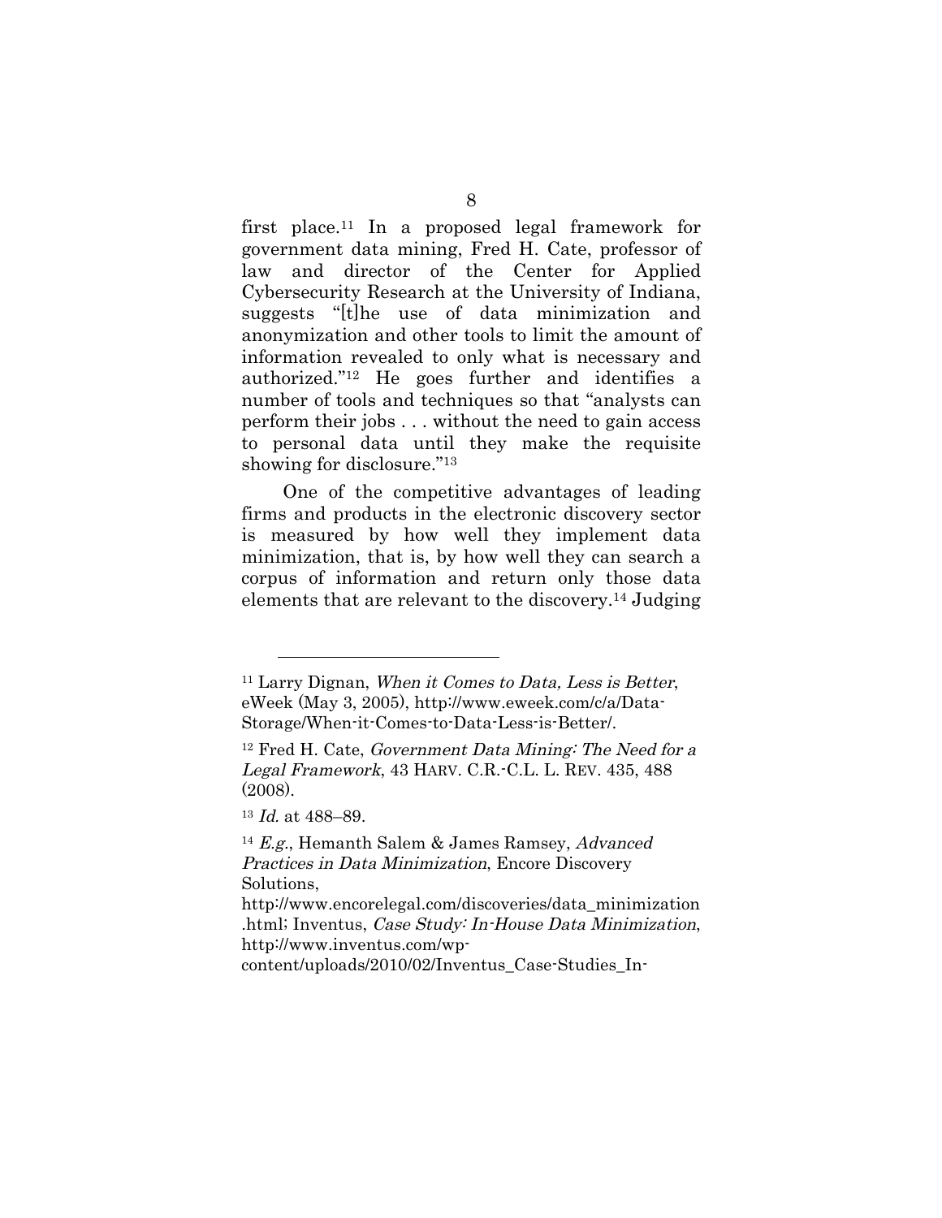first place.[11] In a proposed legal framework for government data mining, Fred H. Cate, professor of law and director of the Center for Applied Cybersecurity Research at the University of Indiana, suggests "[t]he use of data minimization and anonymization and other tools to limit the amount of information revealed to only what is necessary and authorized."[12] He goes further and identifies a number of tools and techniques so that "analysts can perform their jobs . . . without the need to gain access to personal data until they make the requisite showing for disclosure."[13]

One of the competitive advantages of leading firms and products in the electronic discovery sector is measured by how well they implement data minimization, that is, by how well they can search a corpus of information and return only those data elements that are relevant to the discovery.[14] Judging

---

[11] Larry Dignan, *When it Comes to Data, Less is Better*, eWeek (May 3, 2005), http://www.eweek.com/c/a/Data-Storage/When-it-Comes-to-Data-Less-is-Better/.

[12] Fred H. Cate, *Government Data Mining: The Need for a Legal Framework*, 43 HARV. C.R.-C.L. L. REV. 435, 488 (2008).

[13] *Id.* at 488–89.

[14] *E.g.*, Hemanth Salem & James Ramsey, *Advanced Practices in Data Minimization*, Encore Discovery Solutions, http://www.encorelegal.com/discoveries/data_minimization.html; Inventus, *Case Study: In-House Data Minimization*, http://www.inventus.com/wp-content/uploads/2010/02/Inventus_Case-Studies_In-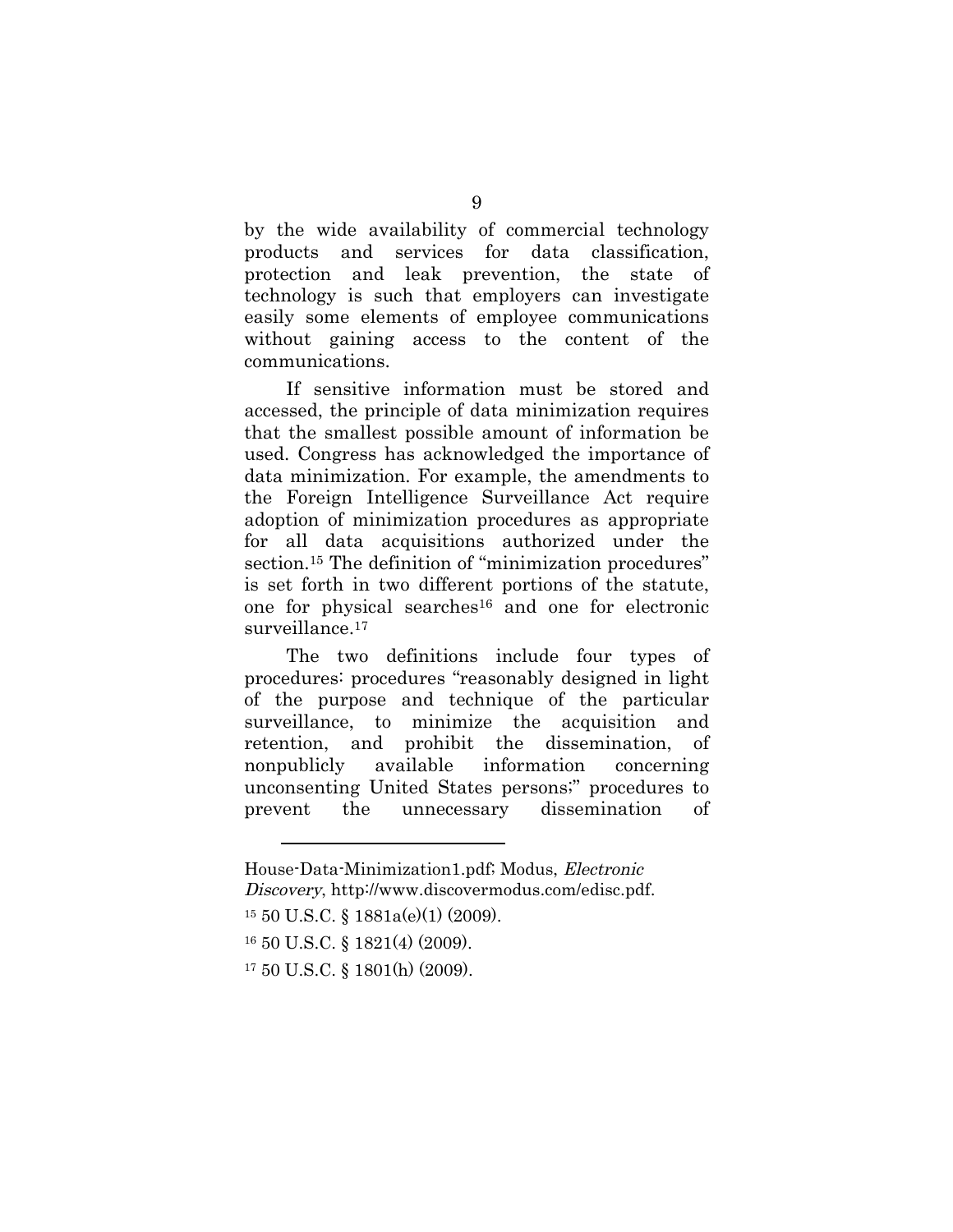by the wide availability of commercial technology products and services for data classification, protection and leak prevention, the state of technology is such that employers can investigate easily some elements of employee communications without gaining access to the content of the communications.

If sensitive information must be stored and accessed, the principle of data minimization requires that the smallest possible amount of information be used. Congress has acknowledged the importance of data minimization. For example, the amendments to the Foreign Intelligence Surveillance Act require adoption of minimization procedures as appropriate for all data acquisitions authorized under the section.[15] The definition of "minimization procedures" is set forth in two different portions of the statute, one for physical searches[16] and one for electronic surveillance.[17]

The two definitions include four types of procedures: procedures "reasonably designed in light of the purpose and technique of the particular surveillance, to minimize the acquisition and retention, and prohibit the dissemination, of nonpublicly available information concerning unconsenting United States persons;" procedures to prevent the unnecessary dissemination of

---

House-Data-Minimization1.pdf; Modus, *Electronic Discovery*, http://www.discovermodus.com/edisc.pdf.

[15] 50 U.S.C. § 1881a(e)(1) (2009).

[16] 50 U.S.C. § 1821(4) (2009).

[17] 50 U.S.C. § 1801(h) (2009).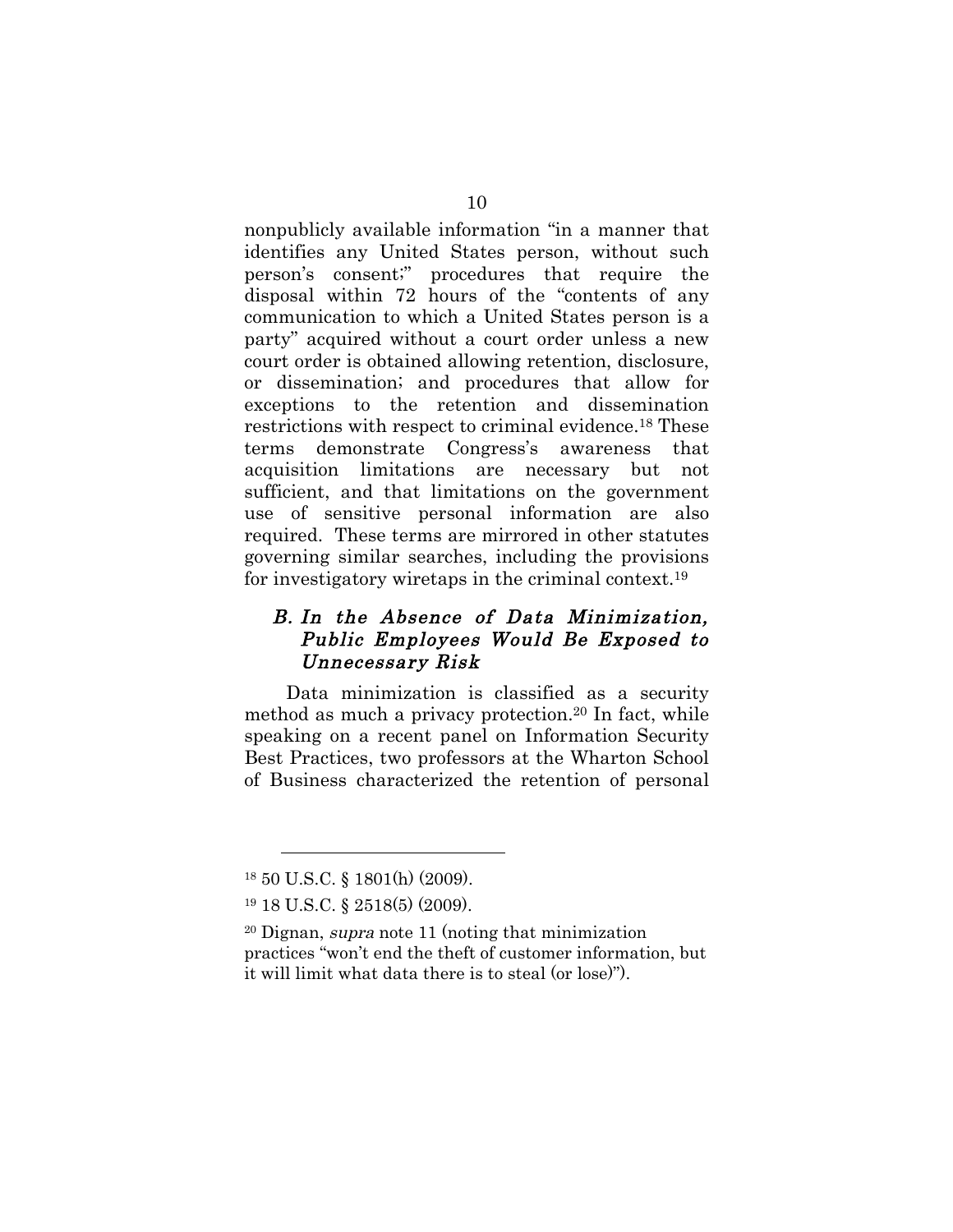nonpublicly available information "in a manner that identifies any United States person, without such person's consent;" procedures that require the disposal within 72 hours of the "contents of any communication to which a United States person is a party" acquired without a court order unless a new court order is obtained allowing retention, disclosure, or dissemination; and procedures that allow for exceptions to the retention and dissemination restrictions with respect to criminal evidence.[18] These terms demonstrate Congress's awareness that acquisition limitations are necessary but not sufficient, and that limitations on the government use of sensitive personal information are also required. These terms are mirrored in other statutes governing similar searches, including the provisions for investigatory wiretaps in the criminal context.[19]

### *B. In the Absence of Data Minimization, Public Employees Would Be Exposed to Unnecessary Risk*

Data minimization is classified as a security method as much a privacy protection.[20] In fact, while speaking on a recent panel on Information Security Best Practices, two professors at the Wharton School of Business characterized the retention of personal

---

[18] 50 U.S.C. § 1801(h) (2009).

[19] 18 U.S.C. § 2518(5) (2009).

[20] Dignan, *supra* note 11 (noting that minimization practices "won't end the theft of customer information, but it will limit what data there is to steal (or lose)").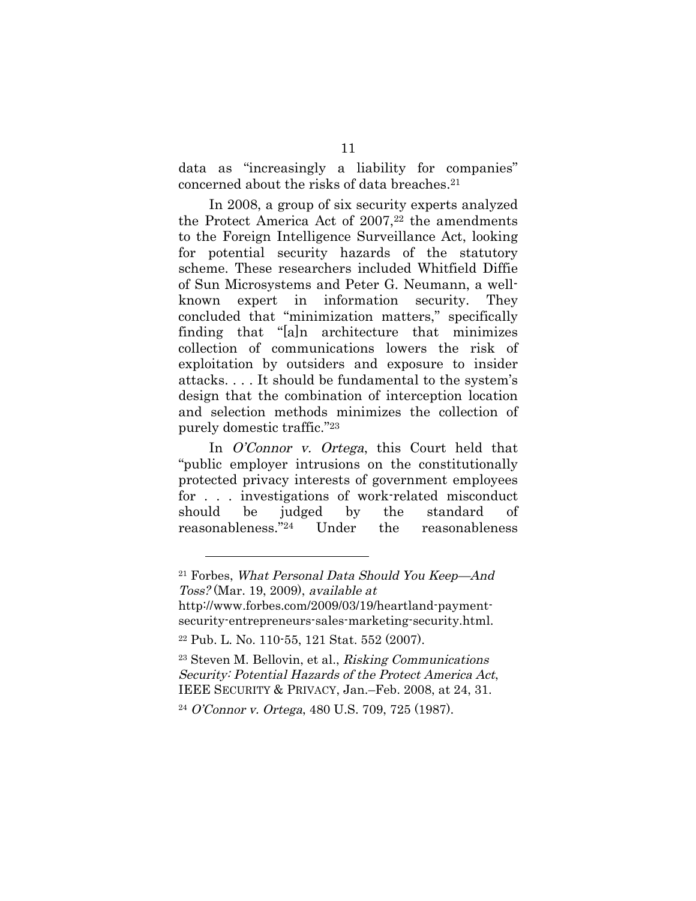data as "increasingly a liability for companies" concerned about the risks of data breaches.[21]

In 2008, a group of six security experts analyzed the Protect America Act of 2007,[22] the amendments to the Foreign Intelligence Surveillance Act, looking for potential security hazards of the statutory scheme. These researchers included Whitfield Diffie of Sun Microsystems and Peter G. Neumann, a well-known expert in information security. They concluded that "minimization matters," specifically finding that "[a]n architecture that minimizes collection of communications lowers the risk of exploitation by outsiders and exposure to insider attacks. . . . It should be fundamental to the system's design that the combination of interception location and selection methods minimizes the collection of purely domestic traffic."[23]

In *O'Connor v. Ortega*, this Court held that "public employer intrusions on the constitutionally protected privacy interests of government employees for . . . investigations of work-related misconduct should be judged by the standard of reasonableness."[24] Under the reasonableness

---

[21] Forbes, *What Personal Data Should You Keep—And Toss?* (Mar. 19, 2009), *available at* http://www.forbes.com/2009/03/19/heartland-payment-security-entrepreneurs-sales-marketing-security.html.

[22] Pub. L. No. 110-55, 121 Stat. 552 (2007).

[23] Steven M. Bellovin, et al., *Risking Communications Security: Potential Hazards of the Protect America Act*, IEEE SECURITY & PRIVACY, Jan.–Feb. 2008, at 24, 31.

[24] *O'Connor v. Ortega*, 480 U.S. 709, 725 (1987).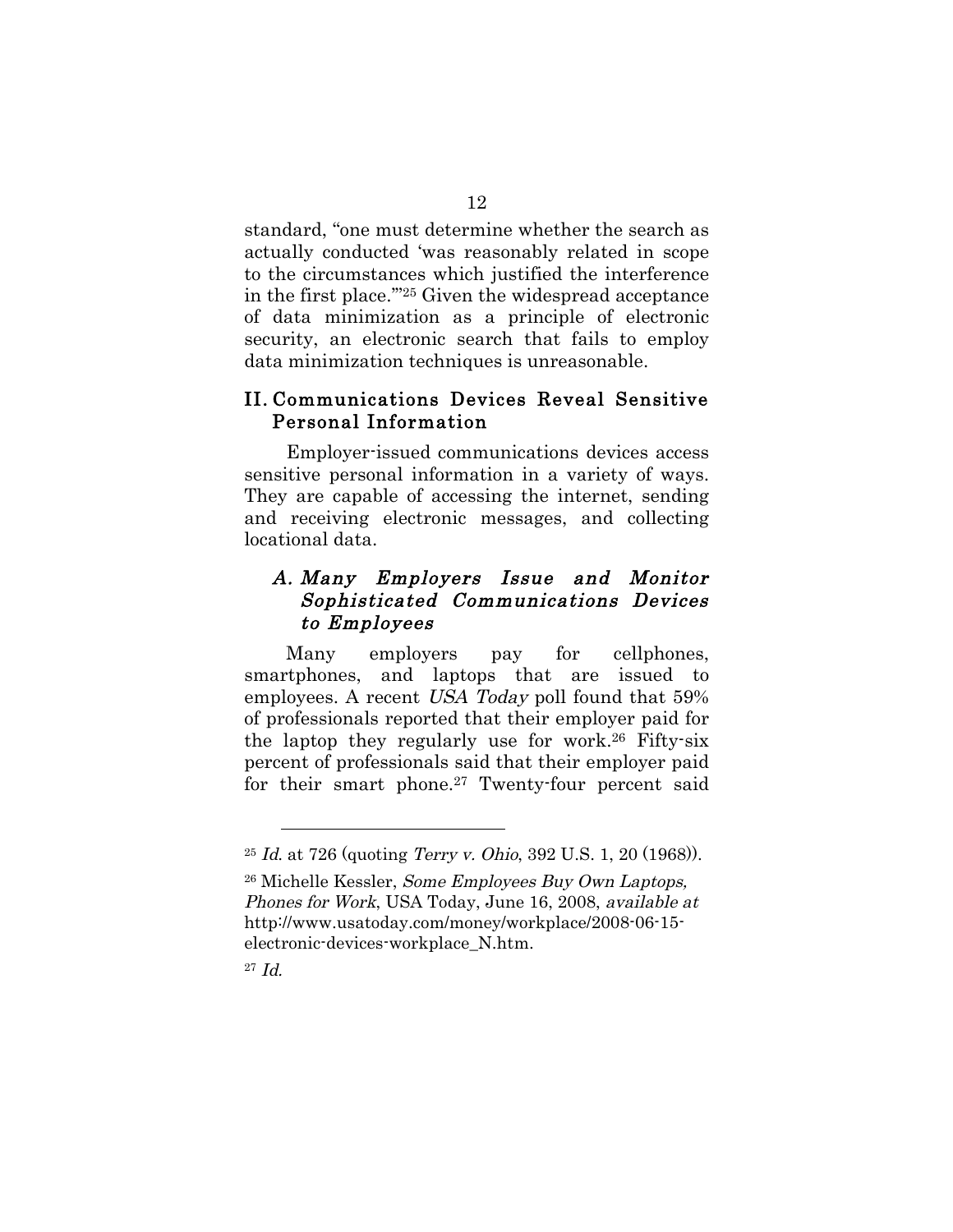standard, "one must determine whether the search as actually conducted 'was reasonably related in scope to the circumstances which justified the interference in the first place.'"[25] Given the widespread acceptance of data minimization as a principle of electronic security, an electronic search that fails to employ data minimization techniques is unreasonable.

## II. Communications Devices Reveal Sensitive Personal Information

Employer-issued communications devices access sensitive personal information in a variety of ways. They are capable of accessing the internet, sending and receiving electronic messages, and collecting locational data.

### *A. Many Employers Issue and Monitor Sophisticated Communications Devices to Employees*

Many employers pay for cellphones, smartphones, and laptops that are issued to employees. A recent *USA Today* poll found that 59% of professionals reported that their employer paid for the laptop they regularly use for work.[26] Fifty-six percent of professionals said that their employer paid for their smart phone.[27] Twenty-four percent said

---

[25] *Id.* at 726 (quoting *Terry v. Ohio*, 392 U.S. 1, 20 (1968)).

[26] Michelle Kessler, *Some Employees Buy Own Laptops, Phones for Work*, USA Today, June 16, 2008, *available at* http://www.usatoday.com/money/workplace/2008-06-15-electronic-devices-workplace_N.htm.

[27] *Id.*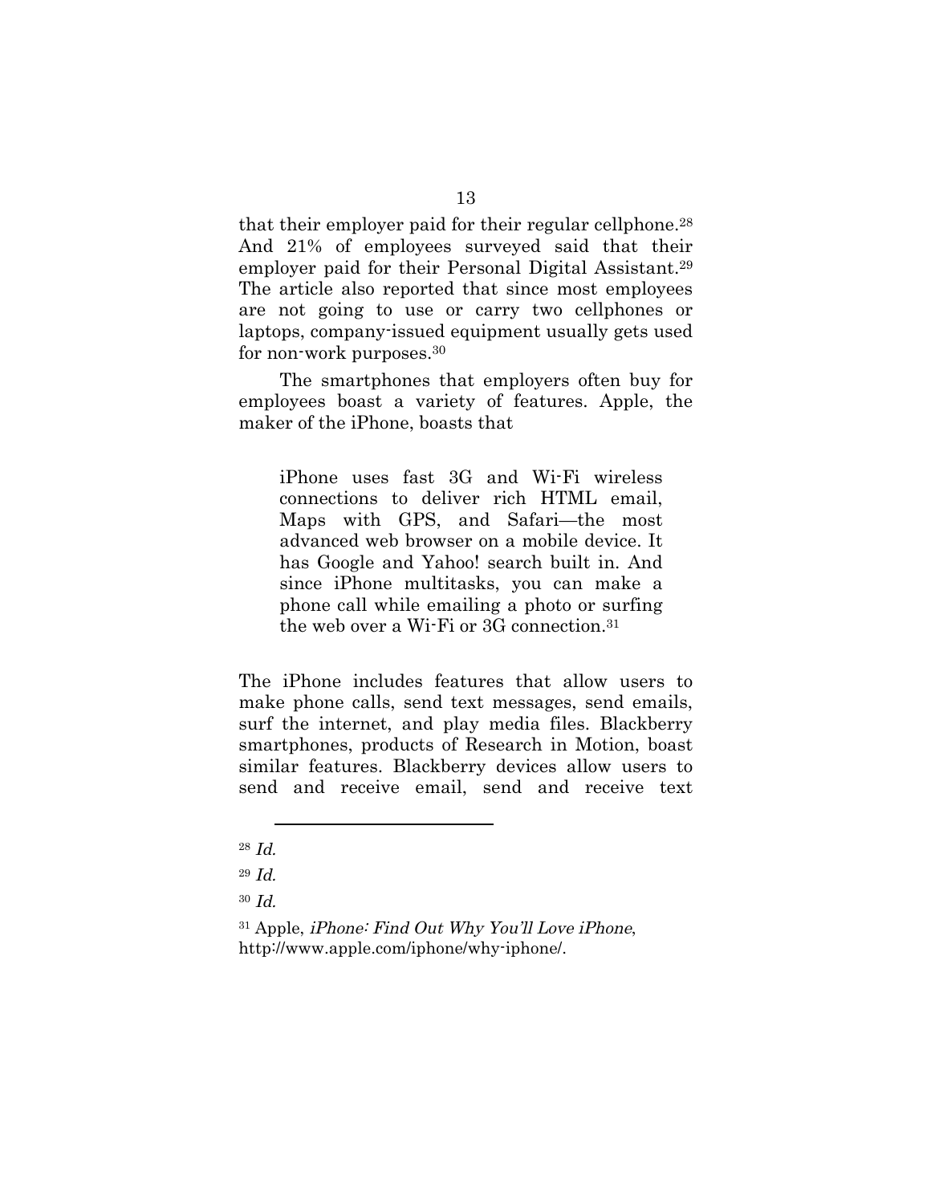that their employer paid for their regular cellphone.[28] And 21% of employees surveyed said that their employer paid for their Personal Digital Assistant.[29] The article also reported that since most employees are not going to use or carry two cellphones or laptops, company-issued equipment usually gets used for non-work purposes.[30]

The smartphones that employers often buy for employees boast a variety of features. Apple, the maker of the iPhone, boasts that

> iPhone uses fast 3G and Wi-Fi wireless connections to deliver rich HTML email, Maps with GPS, and Safari—the most advanced web browser on a mobile device. It has Google and Yahoo! search built in. And since iPhone multitasks, you can make a phone call while emailing a photo or surfing the web over a Wi-Fi or 3G connection.[31]

The iPhone includes features that allow users to make phone calls, send text messages, send emails, surf the internet, and play media files. Blackberry smartphones, products of Research in Motion, boast similar features. Blackberry devices allow users to send and receive email, send and receive text

---

[28] *Id.*

[29] *Id.*

[30] *Id.*

[31] Apple, *iPhone: Find Out Why You'll Love iPhone*, http://www.apple.com/iphone/why-iphone/.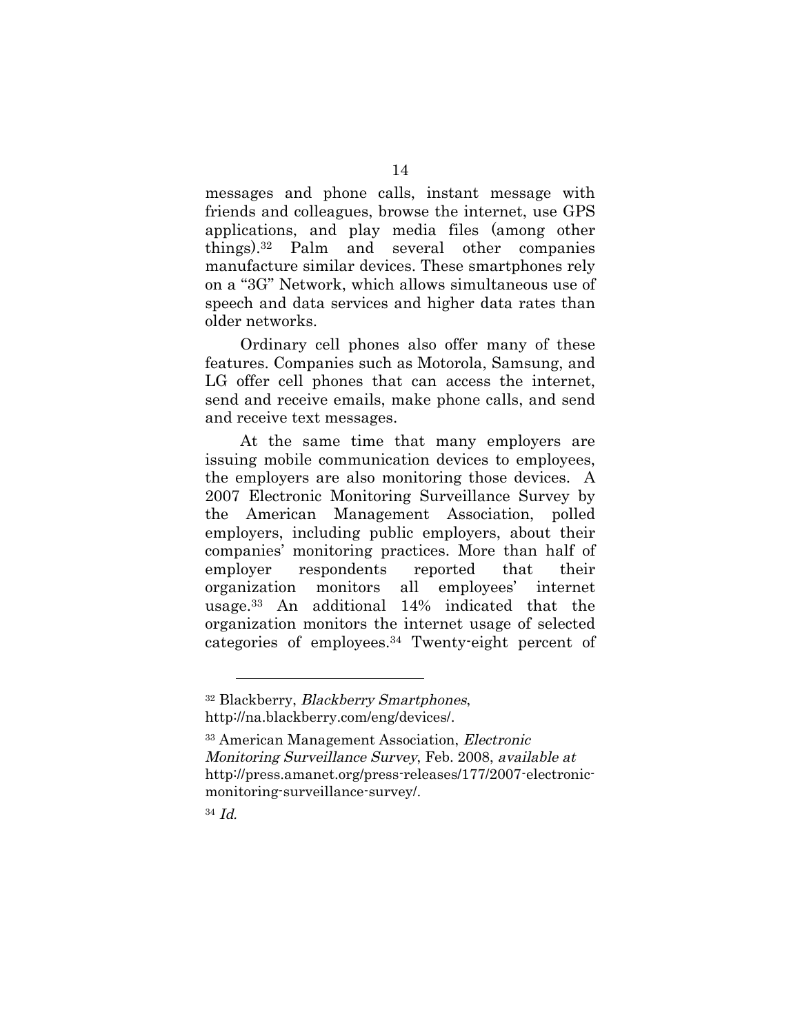messages and phone calls, instant message with friends and colleagues, browse the internet, use GPS applications, and play media files (among other things).[32] Palm and several other companies manufacture similar devices. These smartphones rely on a "3G" Network, which allows simultaneous use of speech and data services and higher data rates than older networks.

Ordinary cell phones also offer many of these features. Companies such as Motorola, Samsung, and LG offer cell phones that can access the internet, send and receive emails, make phone calls, and send and receive text messages.

At the same time that many employers are issuing mobile communication devices to employees, the employers are also monitoring those devices. A 2007 Electronic Monitoring Surveillance Survey by the American Management Association, polled employers, including public employers, about their companies' monitoring practices. More than half of employer respondents reported that their organization monitors all employees' internet usage.[33] An additional 14% indicated that the organization monitors the internet usage of selected categories of employees.[34] Twenty-eight percent of

---

[32] Blackberry, *Blackberry Smartphones*, http://na.blackberry.com/eng/devices/.

[33] American Management Association, *Electronic Monitoring Surveillance Survey*, Feb. 2008, *available at* http://press.amanet.org/press-releases/177/2007-electronic-monitoring-surveillance-survey/.

[34] *Id.*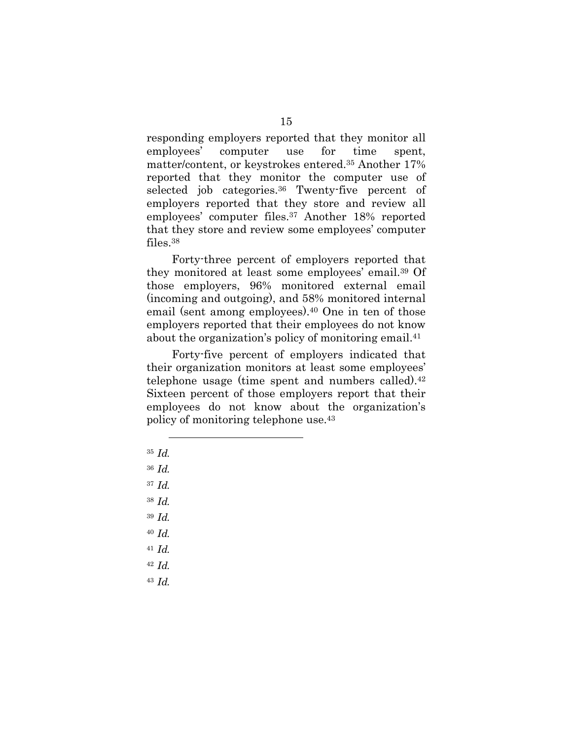responding employers reported that they monitor all employees' computer use for time spent, matter/content, or keystrokes entered.[35] Another 17% reported that they monitor the computer use of selected job categories.[36] Twenty-five percent of employers reported that they store and review all employees' computer files.[37] Another 18% reported that they store and review some employees' computer files.[38]

Forty-three percent of employers reported that they monitored at least some employees' email.[39] Of those employers, 96% monitored external email (incoming and outgoing), and 58% monitored internal email (sent among employees).[40] One in ten of those employers reported that their employees do not know about the organization's policy of monitoring email.[41]

Forty-five percent of employers indicated that their organization monitors at least some employees' telephone usage (time spent and numbers called).[42] Sixteen percent of those employers report that their employees do not know about the organization's policy of monitoring telephone use.[43]

---

[35] *Id.*

[36] *Id.*

[37] *Id.*

[38] *Id.*

[39] *Id.*

[40] *Id.*

[41] *Id.*

[42] *Id.*

[43] *Id.*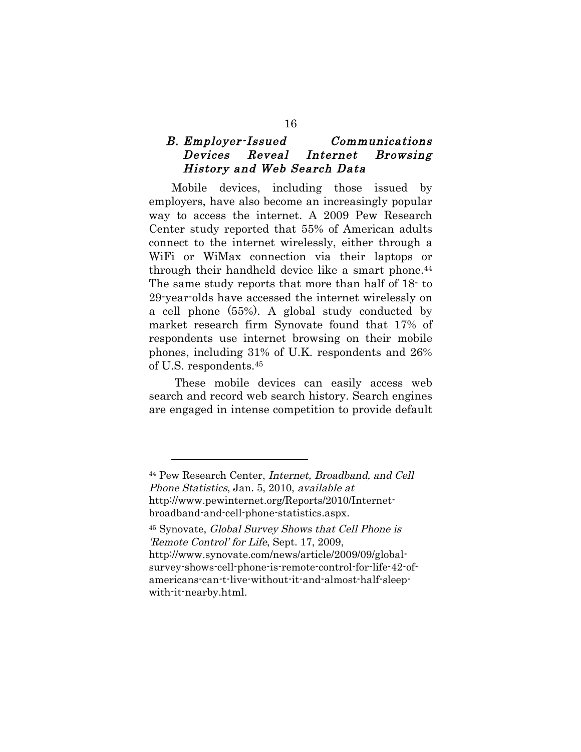### *B. Employer-Issued Communications Devices Reveal Internet Browsing History and Web Search Data*

Mobile devices, including those issued by employers, have also become an increasingly popular way to access the internet. A 2009 Pew Research Center study reported that 55% of American adults connect to the internet wirelessly, either through a WiFi or WiMax connection via their laptops or through their handheld device like a smart phone.[44] The same study reports that more than half of 18- to 29-year-olds have accessed the internet wirelessly on a cell phone (55%). A global study conducted by market research firm Synovate found that 17% of respondents use internet browsing on their mobile phones, including 31% of U.K. respondents and 26% of U.S. respondents.[45]

These mobile devices can easily access web search and record web search history. Search engines are engaged in intense competition to provide default

---

[44] Pew Research Center, *Internet, Broadband, and Cell Phone Statistics*, Jan. 5, 2010, *available at* http://www.pewinternet.org/Reports/2010/Internet-broadband-and-cell-phone-statistics.aspx.

[45] Synovate, *Global Survey Shows that Cell Phone is 'Remote Control' for Life*, Sept. 17, 2009, http://www.synovate.com/news/article/2009/09/global-survey-shows-cell-phone-is-remote-control-for-life-42-of-americans-can-t-live-without-it-and-almost-half-sleep-with-it-nearby.html.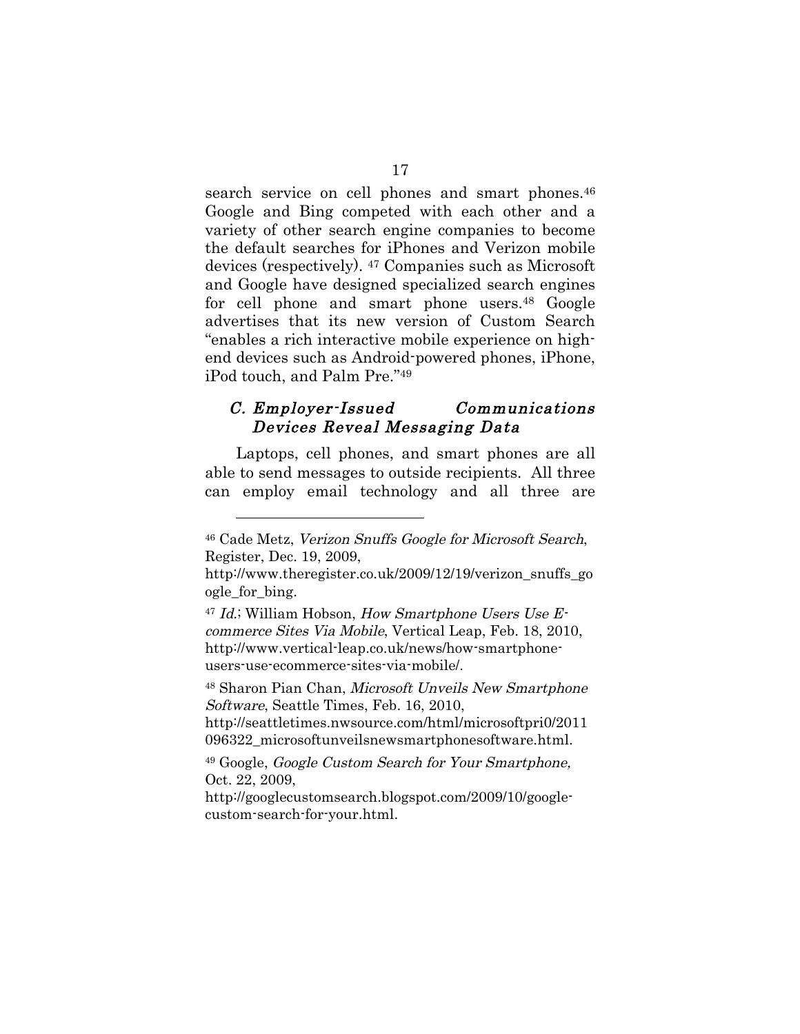search service on cell phones and smart phones.[46] Google and Bing competed with each other and a variety of other search engine companies to become the default searches for iPhones and Verizon mobile devices (respectively). [47] Companies such as Microsoft and Google have designed specialized search engines for cell phone and smart phone users.[48] Google advertises that its new version of Custom Search "enables a rich interactive mobile experience on high-end devices such as Android-powered phones, iPhone, iPod touch, and Palm Pre."[49]

### *C. Employer-Issued Communications Devices Reveal Messaging Data*

Laptops, cell phones, and smart phones are all able to send messages to outside recipients. All three can employ email technology and all three are

---

[46] Cade Metz, *Verizon Snuffs Google for Microsoft Search*, Register, Dec. 19, 2009, http://www.theregister.co.uk/2009/12/19/verizon_snuffs_google_for_bing.

[47] *Id.*; William Hobson, *How Smartphone Users Use E-commerce Sites Via Mobile*, Vertical Leap, Feb. 18, 2010, http://www.vertical-leap.co.uk/news/how-smartphone-users-use-ecommerce-sites-via-mobile/.

[48] Sharon Pian Chan, *Microsoft Unveils New Smartphone Software*, Seattle Times, Feb. 16, 2010, http://seattletimes.nwsource.com/html/microsoftpri0/2011096322_microsoftunveilsnewsmartphonesoftware.html.

[49] Google, *Google Custom Search for Your Smartphone,* Oct. 22, 2009, http://googlecustomsearch.blogspot.com/2009/10/google-custom-search-for-your.html.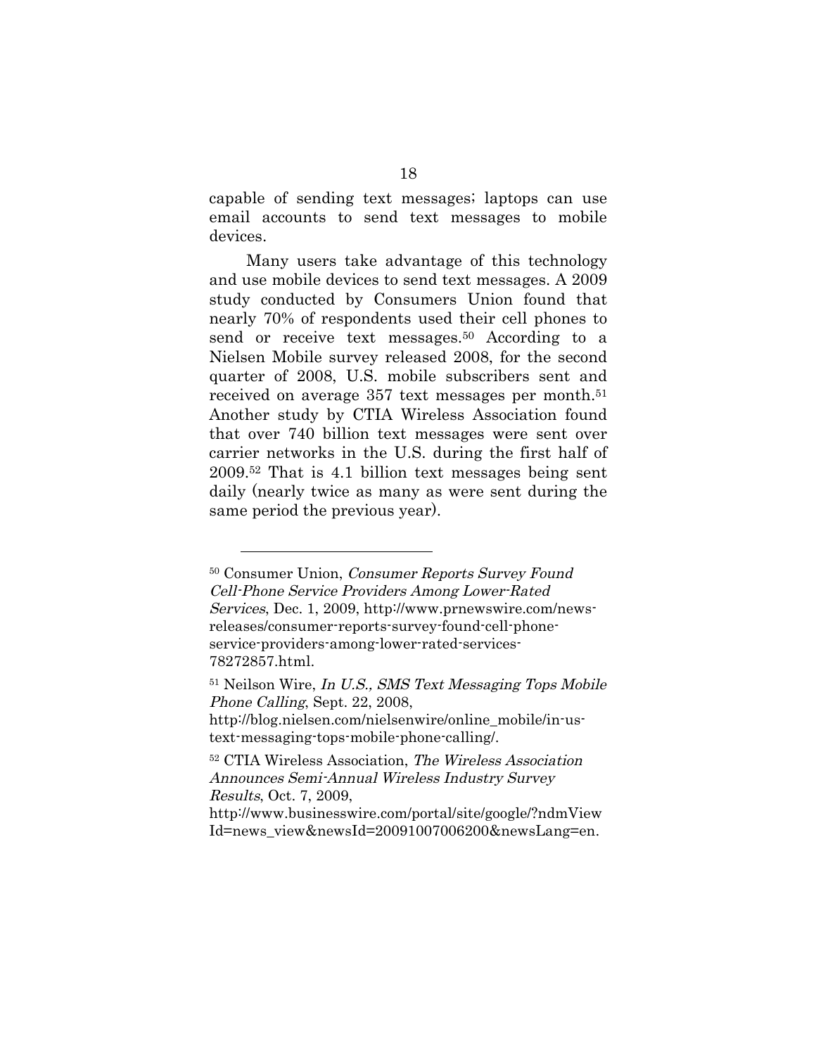capable of sending text messages; laptops can use email accounts to send text messages to mobile devices.

Many users take advantage of this technology and use mobile devices to send text messages. A 2009 study conducted by Consumers Union found that nearly 70% of respondents used their cell phones to send or receive text messages.[50] According to a Nielsen Mobile survey released 2008, for the second quarter of 2008, U.S. mobile subscribers sent and received on average 357 text messages per month.[51] Another study by CTIA Wireless Association found that over 740 billion text messages were sent over carrier networks in the U.S. during the first half of 2009.[52] That is 4.1 billion text messages being sent daily (nearly twice as many as were sent during the same period the previous year).

---

[50] Consumer Union, *Consumer Reports Survey Found Cell-Phone Service Providers Among Lower-Rated Services*, Dec. 1, 2009, http://www.prnewswire.com/news-releases/consumer-reports-survey-found-cell-phone-service-providers-among-lower-rated-services-78272857.html.

[51] Neilson Wire, *In U.S., SMS Text Messaging Tops Mobile Phone Calling*, Sept. 22, 2008, http://blog.nielsen.com/nielsenwire/online_mobile/in-us-text-messaging-tops-mobile-phone-calling/.

[52] CTIA Wireless Association, *The Wireless Association Announces Semi-Annual Wireless Industry Survey Results*, Oct. 7, 2009, http://www.businesswire.com/portal/site/google/?ndmViewId=news_view&newsId=20091007006200&newsLang=en.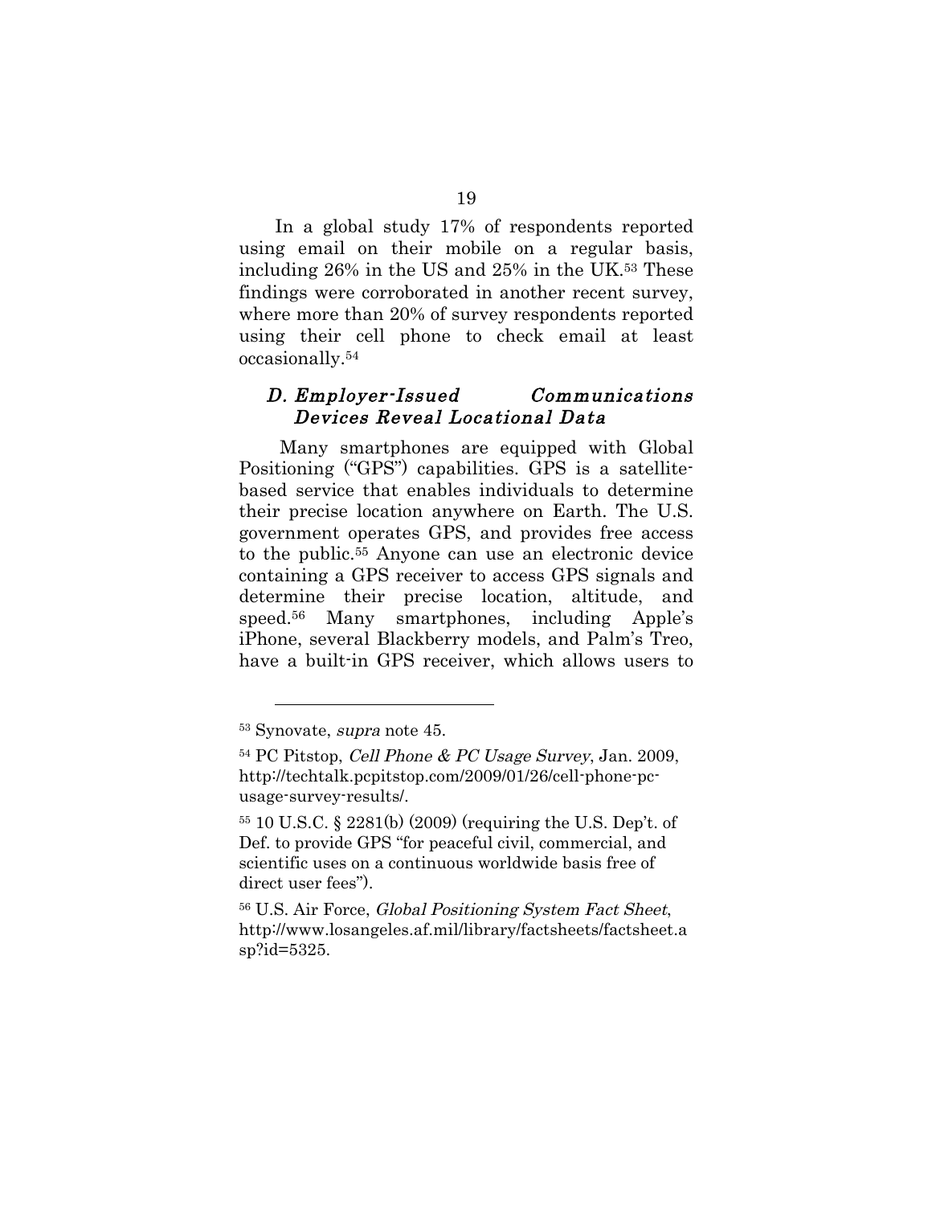In a global study 17% of respondents reported using email on their mobile on a regular basis, including 26% in the US and 25% in the UK.[53] These findings were corroborated in another recent survey, where more than 20% of survey respondents reported using their cell phone to check email at least occasionally.[54]

### *D. Employer-Issued Communications Devices Reveal Locational Data*

Many smartphones are equipped with Global Positioning ("GPS") capabilities. GPS is a satellite-based service that enables individuals to determine their precise location anywhere on Earth. The U.S. government operates GPS, and provides free access to the public.[55] Anyone can use an electronic device containing a GPS receiver to access GPS signals and determine their precise location, altitude, and speed.[56] Many smartphones, including Apple's iPhone, several Blackberry models, and Palm's Treo, have a built-in GPS receiver, which allows users to

---

[53] Synovate, *supra* note 45.

[54] PC Pitstop, *Cell Phone & PC Usage Survey*, Jan. 2009, http://techtalk.pcpitstop.com/2009/01/26/cell-phone-pc-usage-survey-results/.

[55] 10 U.S.C. § 2281(b) (2009) (requiring the U.S. Dep't. of Def. to provide GPS "for peaceful civil, commercial, and scientific uses on a continuous worldwide basis free of direct user fees").

[56] U.S. Air Force, *Global Positioning System Fact Sheet*, http://www.losangeles.af.mil/library/factsheets/factsheet.asp?id=5325.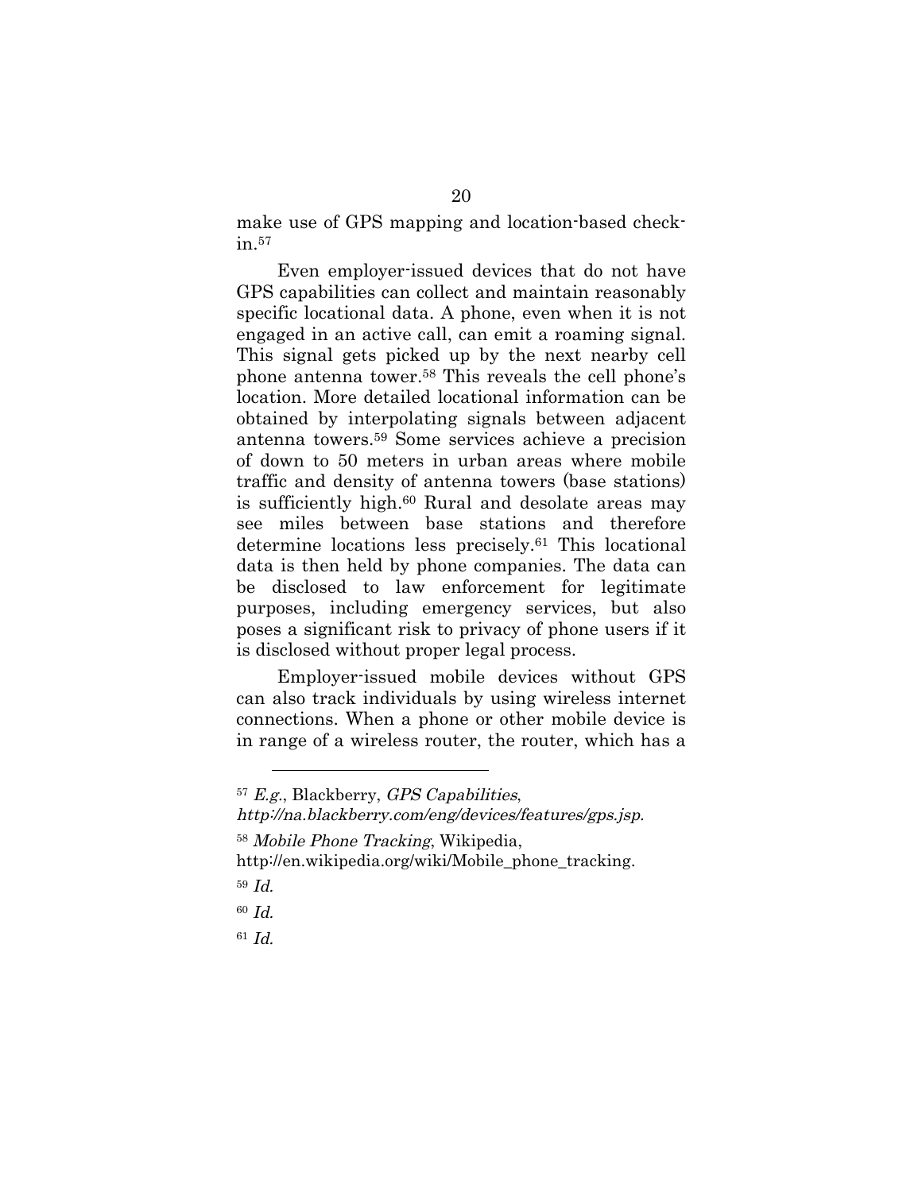make use of GPS mapping and location-based check-in.[57]

Even employer-issued devices that do not have GPS capabilities can collect and maintain reasonably specific locational data. A phone, even when it is not engaged in an active call, can emit a roaming signal. This signal gets picked up by the next nearby cell phone antenna tower.[58] This reveals the cell phone's location. More detailed locational information can be obtained by interpolating signals between adjacent antenna towers.[59] Some services achieve a precision of down to 50 meters in urban areas where mobile traffic and density of antenna towers (base stations) is sufficiently high.[60] Rural and desolate areas may see miles between base stations and therefore determine locations less precisely.[61] This locational data is then held by phone companies. The data can be disclosed to law enforcement for legitimate purposes, including emergency services, but also poses a significant risk to privacy of phone users if it is disclosed without proper legal process.

Employer-issued mobile devices without GPS can also track individuals by using wireless internet connections. When a phone or other mobile device is in range of a wireless router, the router, which has a

---

[57] *E.g.*, Blackberry, *GPS Capabilities*, *http://na.blackberry.com/eng/devices/features/gps.jsp.*

[58] *Mobile Phone Tracking*, Wikipedia, http://en.wikipedia.org/wiki/Mobile_phone_tracking.

[59] *Id.*

[60] *Id.*

[61] *Id.*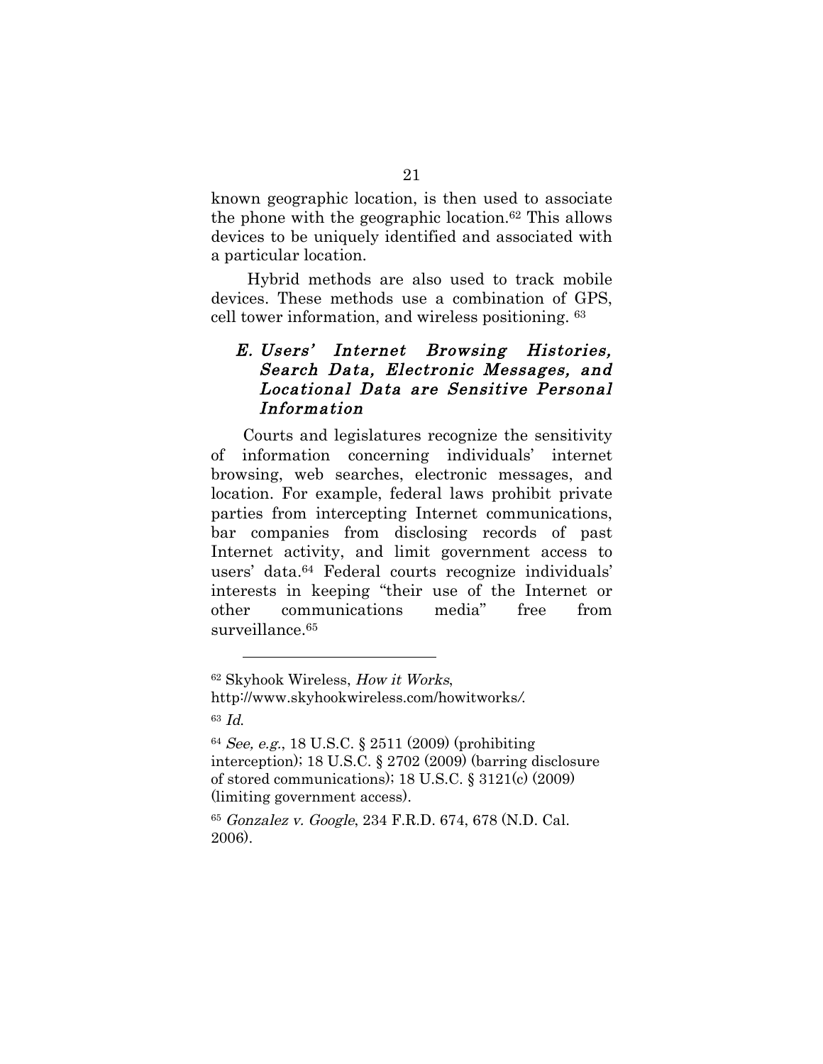known geographic location, is then used to associate the phone with the geographic location.[62] This allows devices to be uniquely identified and associated with a particular location.

Hybrid methods are also used to track mobile devices. These methods use a combination of GPS, cell tower information, and wireless positioning. [63]

### *E. Users' Internet Browsing Histories, Search Data, Electronic Messages, and Locational Data are Sensitive Personal Information*

Courts and legislatures recognize the sensitivity of information concerning individuals' internet browsing, web searches, electronic messages, and location. For example, federal laws prohibit private parties from intercepting Internet communications, bar companies from disclosing records of past Internet activity, and limit government access to users' data.[64] Federal courts recognize individuals' interests in keeping "their use of the Internet or other communications media" free from surveillance.[65]

---

[62] Skyhook Wireless, *How it Works*, http://www.skyhookwireless.com/howitworks/.

[63] *Id.*

[64] *See, e.g.*, 18 U.S.C. § 2511 (2009) (prohibiting interception); 18 U.S.C. § 2702 (2009) (barring disclosure of stored communications); 18 U.S.C. § 3121(c) (2009) (limiting government access).

[65] *Gonzalez v. Google*, 234 F.R.D. 674, 678 (N.D. Cal. 2006).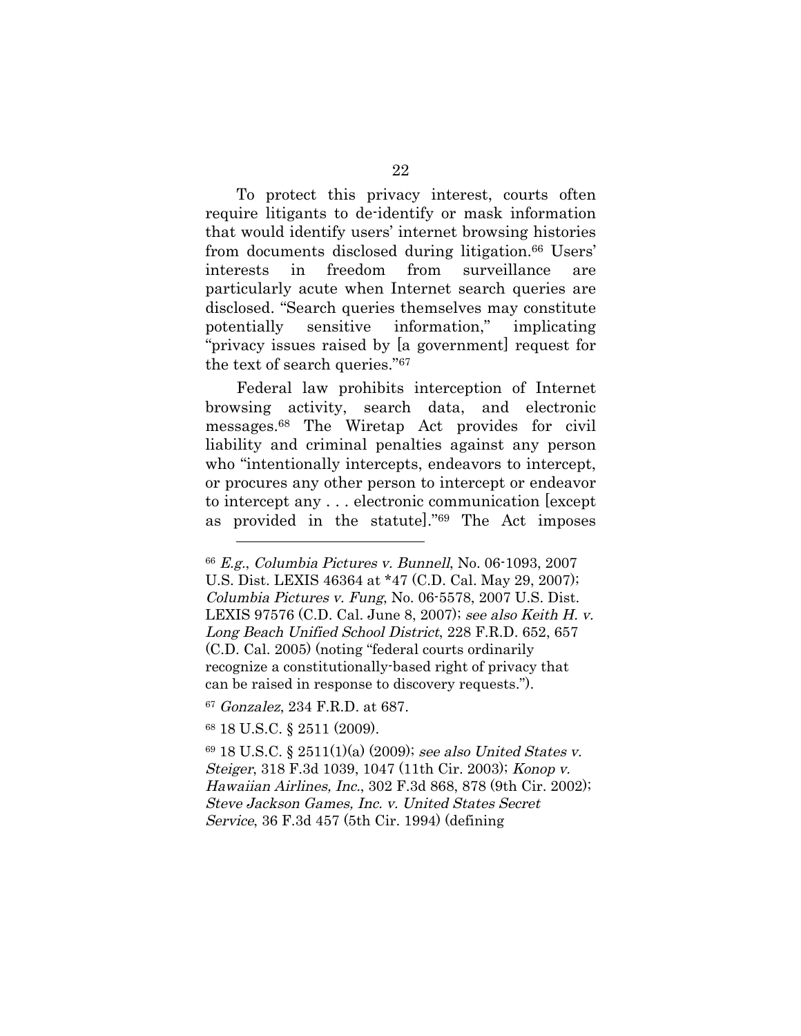To protect this privacy interest, courts often require litigants to de-identify or mask information that would identify users' internet browsing histories from documents disclosed during litigation.[66] Users' interests in freedom from surveillance are particularly acute when Internet search queries are disclosed. "Search queries themselves may constitute potentially sensitive information," implicating "privacy issues raised by [a government] request for the text of search queries."[67]

Federal law prohibits interception of Internet browsing activity, search data, and electronic messages.[68] The Wiretap Act provides for civil liability and criminal penalties against any person who "intentionally intercepts, endeavors to intercept, or procures any other person to intercept or endeavor to intercept any . . . electronic communication [except as provided in the statute]."[69] The Act imposes

---

[66] *E.g.*, *Columbia Pictures v. Bunnell*, No. 06-1093, 2007 U.S. Dist. LEXIS 46364 at *47 (C.D. Cal. May 29, 2007); *Columbia Pictures v. Fung*, No. 06-5578, 2007 U.S. Dist. LEXIS 97576 (C.D. Cal. June 8, 2007); *see also Keith H. v. Long Beach Unified School District*, 228 F.R.D. 652, 657 (C.D. Cal. 2005) (noting "federal courts ordinarily recognize a constitutionally-based right of privacy that can be raised in response to discovery requests.").

[67] *Gonzalez*, 234 F.R.D. at 687.

[68] 18 U.S.C. § 2511 (2009).

[69] 18 U.S.C. § 2511(1)(a) (2009); *see also United States v. Steiger*, 318 F.3d 1039, 1047 (11th Cir. 2003); *Konop v. Hawaiian Airlines, Inc.*, 302 F.3d 868, 878 (9th Cir. 2002); *Steve Jackson Games, Inc. v. United States Secret Service*, 36 F.3d 457 (5th Cir. 1994) (defining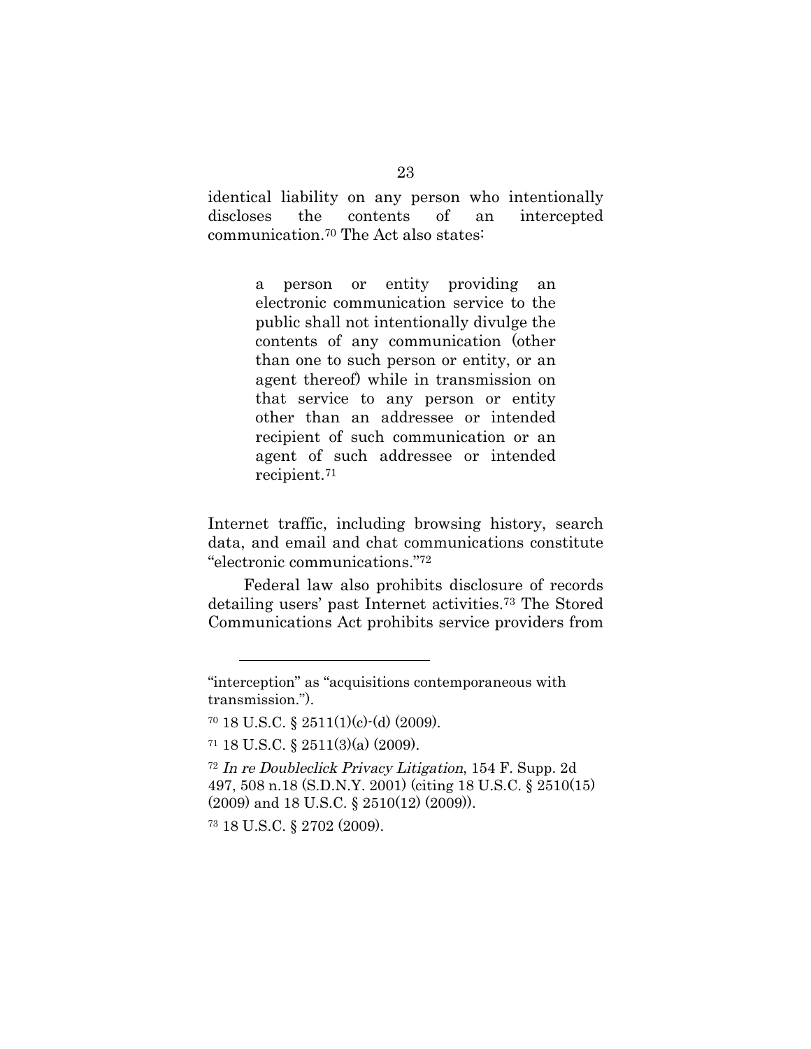identical liability on any person who intentionally discloses the contents of an intercepted communication.[70] The Act also states:

> a person or entity providing an electronic communication service to the public shall not intentionally divulge the contents of any communication (other than one to such person or entity, or an agent thereof) while in transmission on that service to any person or entity other than an addressee or intended recipient of such communication or an agent of such addressee or intended recipient.[71]

Internet traffic, including browsing history, search data, and email and chat communications constitute "electronic communications."[72]

Federal law also prohibits disclosure of records detailing users' past Internet activities.[73] The Stored Communications Act prohibits service providers from

---

"interception" as "acquisitions contemporaneous with transmission.").

[70] 18 U.S.C. § 2511(1)(c)-(d) (2009).

[71] 18 U.S.C. § 2511(3)(a) (2009).

[72] *In re Doubleclick Privacy Litigation*, 154 F. Supp. 2d 497, 508 n.18 (S.D.N.Y. 2001) (citing 18 U.S.C. § 2510(15) (2009) and 18 U.S.C. § 2510(12) (2009)).

[73] 18 U.S.C. § 2702 (2009).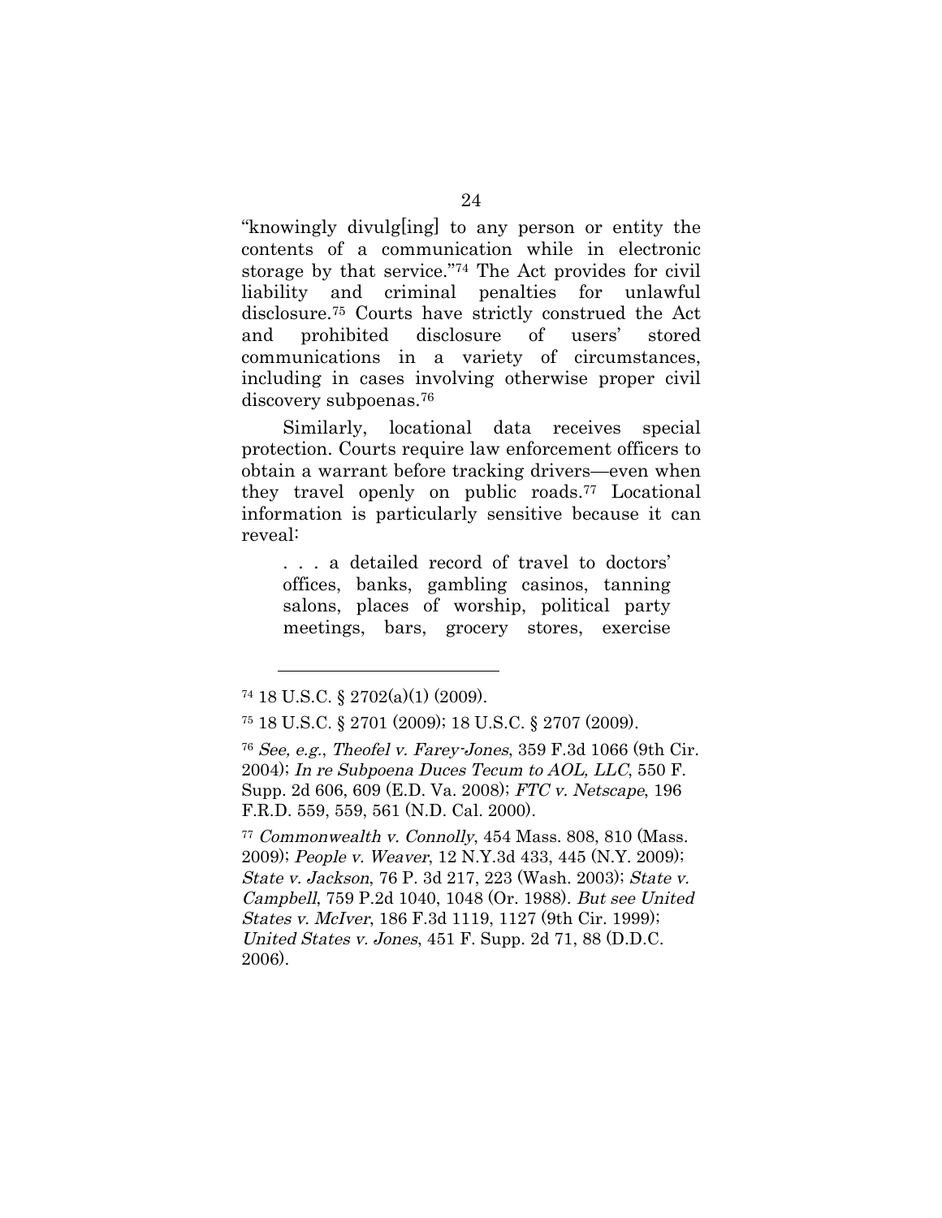"knowingly divulg[ing] to any person or entity the contents of a communication while in electronic storage by that service."[74] The Act provides for civil liability and criminal penalties for unlawful disclosure.[75] Courts have strictly construed the Act and prohibited disclosure of users' stored communications in a variety of circumstances, including in cases involving otherwise proper civil discovery subpoenas.[76]

Similarly, locational data receives special protection. Courts require law enforcement officers to obtain a warrant before tracking drivers—even when they travel openly on public roads.[77] Locational information is particularly sensitive because it can reveal:

> . . . a detailed record of travel to doctors' offices, banks, gambling casinos, tanning salons, places of worship, political party meetings, bars, grocery stores, exercise

---

[74] 18 U.S.C. § 2702(a)(1) (2009).

[75] 18 U.S.C. § 2701 (2009); 18 U.S.C. § 2707 (2009).

[76] *See, e.g.*, *Theofel v. Farey-Jones*, 359 F.3d 1066 (9th Cir. 2004); *In re Subpoena Duces Tecum to AOL, LLC*, 550 F. Supp. 2d 606, 609 (E.D. Va. 2008); *FTC v. Netscape*, 196 F.R.D. 559, 559, 561 (N.D. Cal. 2000).

[77] *Commonwealth v. Connolly*, 454 Mass. 808, 810 (Mass. 2009); *People v. Weaver*, 12 N.Y.3d 433, 445 (N.Y. 2009); *State v. Jackson*, 76 P. 3d 217, 223 (Wash. 2003); *State v. Campbell*, 759 P.2d 1040, 1048 (Or. 1988). *But see United States v. McIver*, 186 F.3d 1119, 1127 (9th Cir. 1999); *United States v. Jones*, 451 F. Supp. 2d 71, 88 (D.D.C. 2006).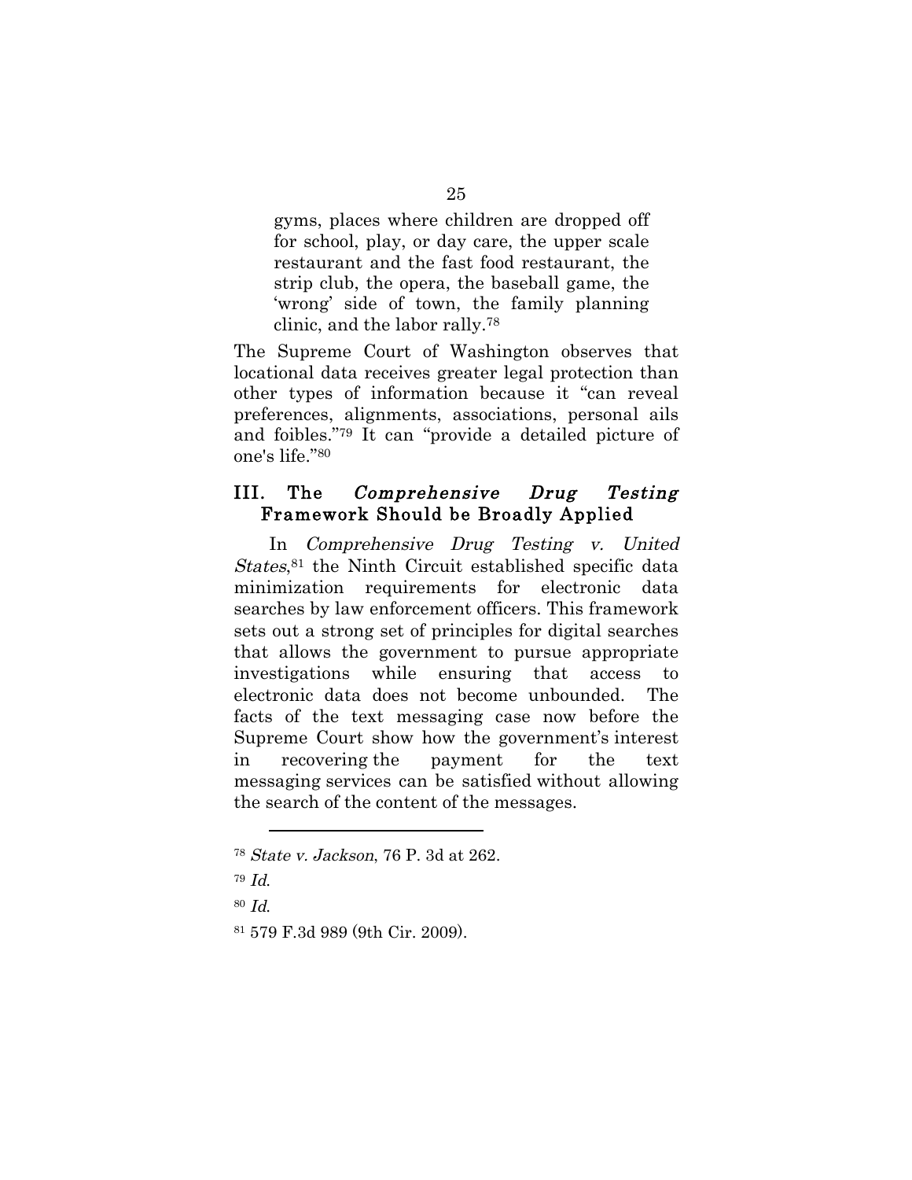> gyms, places where children are dropped off for school, play, or day care, the upper scale restaurant and the fast food restaurant, the strip club, the opera, the baseball game, the 'wrong' side of town, the family planning clinic, and the labor rally.[78]

The Supreme Court of Washington observes that locational data receives greater legal protection than other types of information because it "can reveal preferences, alignments, associations, personal ails and foibles."[79] It can "provide a detailed picture of one's life."[80]

## III. The *Comprehensive Drug Testing* Framework Should be Broadly Applied

In *Comprehensive Drug Testing v. United States*,[81] the Ninth Circuit established specific data minimization requirements for electronic data searches by law enforcement officers. This framework sets out a strong set of principles for digital searches that allows the government to pursue appropriate investigations while ensuring that access to electronic data does not become unbounded. The facts of the text messaging case now before the Supreme Court show how the government's interest in recovering the payment for the text messaging services can be satisfied without allowing the search of the content of the messages.

---

[78] *State v. Jackson*, 76 P. 3d at 262.

[79] *Id.*

[80] *Id.*

[81] 579 F.3d 989 (9th Cir. 2009).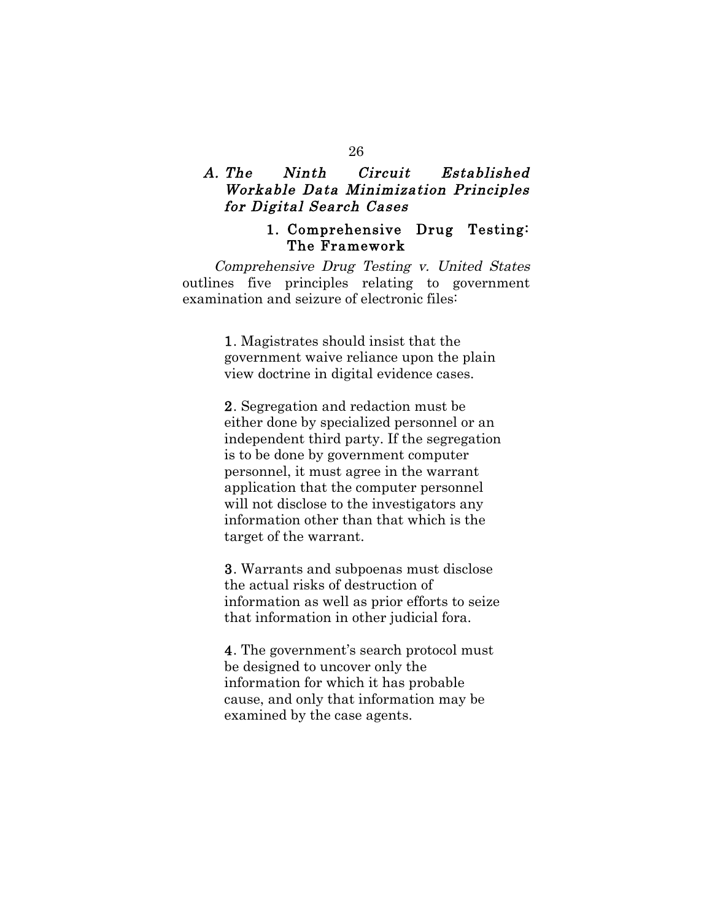### *A. The Ninth Circuit Established Workable Data Minimization Principles for Digital Search Cases*

#### 1. Comprehensive Drug Testing: The Framework

*Comprehensive Drug Testing v. United States* outlines five principles relating to government examination and seizure of electronic files:

> **1**. Magistrates should insist that the government waive reliance upon the plain view doctrine in digital evidence cases.
>
> **2**. Segregation and redaction must be either done by specialized personnel or an independent third party. If the segregation is to be done by government computer personnel, it must agree in the warrant application that the computer personnel will not disclose to the investigators any information other than that which is the target of the warrant.
>
> **3**. Warrants and subpoenas must disclose the actual risks of destruction of information as well as prior efforts to seize that information in other judicial fora.
>
> **4**. The government's search protocol must be designed to uncover only the information for which it has probable cause, and only that information may be examined by the case agents.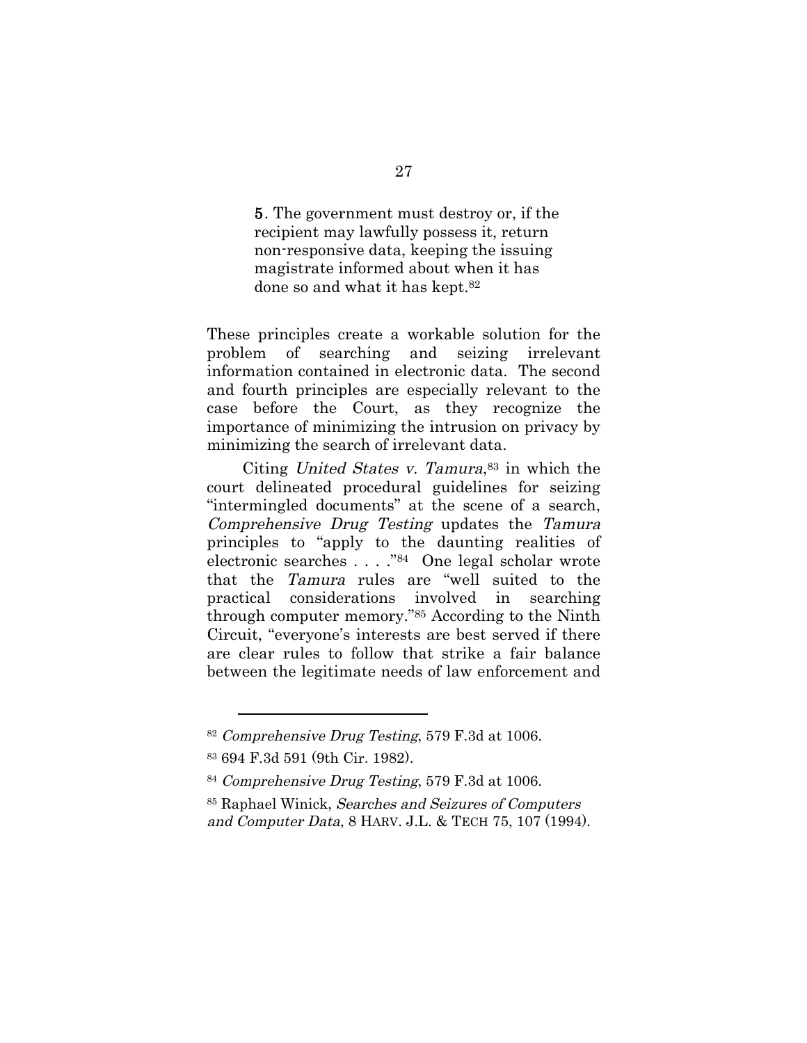**5**. The government must destroy or, if the recipient may lawfully possess it, return non-responsive data, keeping the issuing magistrate informed about when it has done so and what it has kept.[82]

These principles create a workable solution for the problem of searching and seizing irrelevant information contained in electronic data. The second and fourth principles are especially relevant to the case before the Court, as they recognize the importance of minimizing the intrusion on privacy by minimizing the search of irrelevant data.

Citing *United States v. Tamura*,[83] in which the court delineated procedural guidelines for seizing "intermingled documents" at the scene of a search, *Comprehensive Drug Testing* updates the *Tamura* principles to "apply to the daunting realities of electronic searches . . . ."[84] One legal scholar wrote that the *Tamura* rules are "well suited to the practical considerations involved in searching through computer memory."[85] According to the Ninth Circuit, "everyone's interests are best served if there are clear rules to follow that strike a fair balance between the legitimate needs of law enforcement and

---

[82] *Comprehensive Drug Testing*, 579 F.3d at 1006.

[83] 694 F.3d 591 (9th Cir. 1982).

[84] *Comprehensive Drug Testing*, 579 F.3d at 1006.

[85] Raphael Winick, *Searches and Seizures of Computers and Computer Data*, 8 HARV. J.L. & TECH 75, 107 (1994).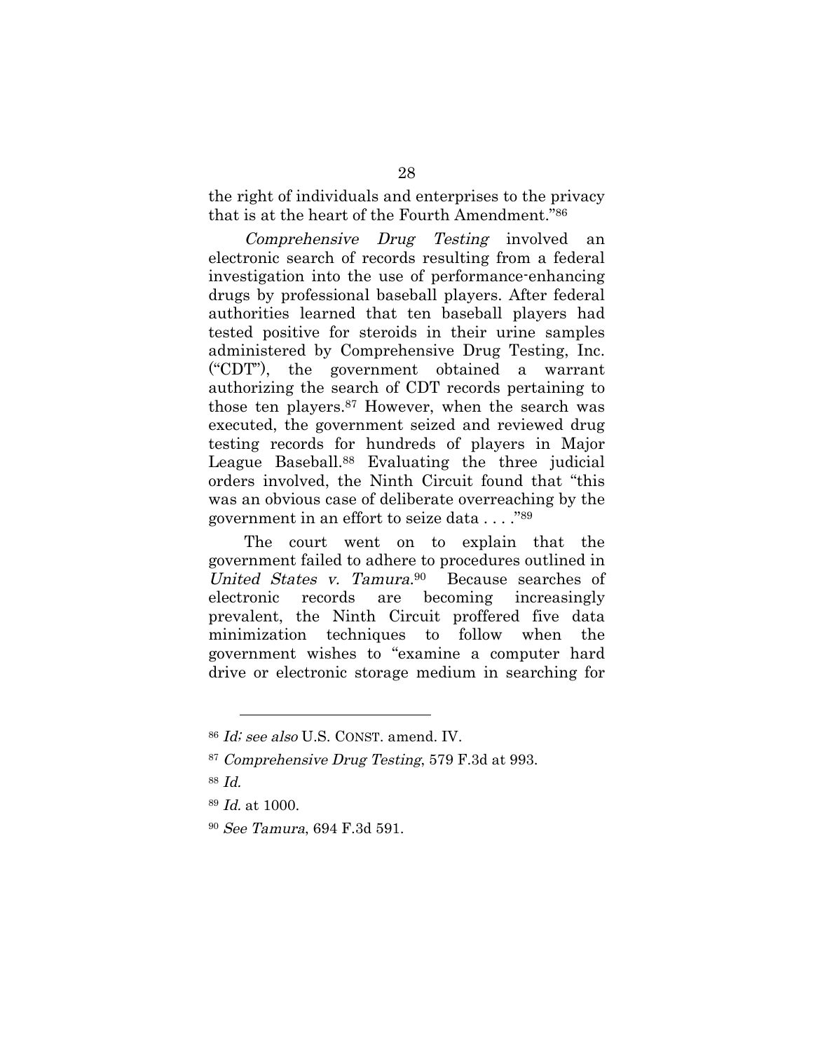the right of individuals and enterprises to the privacy that is at the heart of the Fourth Amendment."[86]

*Comprehensive Drug Testing* involved an electronic search of records resulting from a federal investigation into the use of performance-enhancing drugs by professional baseball players. After federal authorities learned that ten baseball players had tested positive for steroids in their urine samples administered by Comprehensive Drug Testing, Inc. ("CDT"), the government obtained a warrant authorizing the search of CDT records pertaining to those ten players.[87] However, when the search was executed, the government seized and reviewed drug testing records for hundreds of players in Major League Baseball.[88] Evaluating the three judicial orders involved, the Ninth Circuit found that "this was an obvious case of deliberate overreaching by the government in an effort to seize data . . . ."[89]

The court went on to explain that the government failed to adhere to procedures outlined in *United States v. Tamura*.[90] Because searches of electronic records are becoming increasingly prevalent, the Ninth Circuit proffered five data minimization techniques to follow when the government wishes to "examine a computer hard drive or electronic storage medium in searching for

---

[86] *Id; see also* U.S. CONST. amend. IV.

[87] *Comprehensive Drug Testing*, 579 F.3d at 993.

[88] *Id.*

[89] *Id.* at 1000.

[90] *See Tamura*, 694 F.3d 591.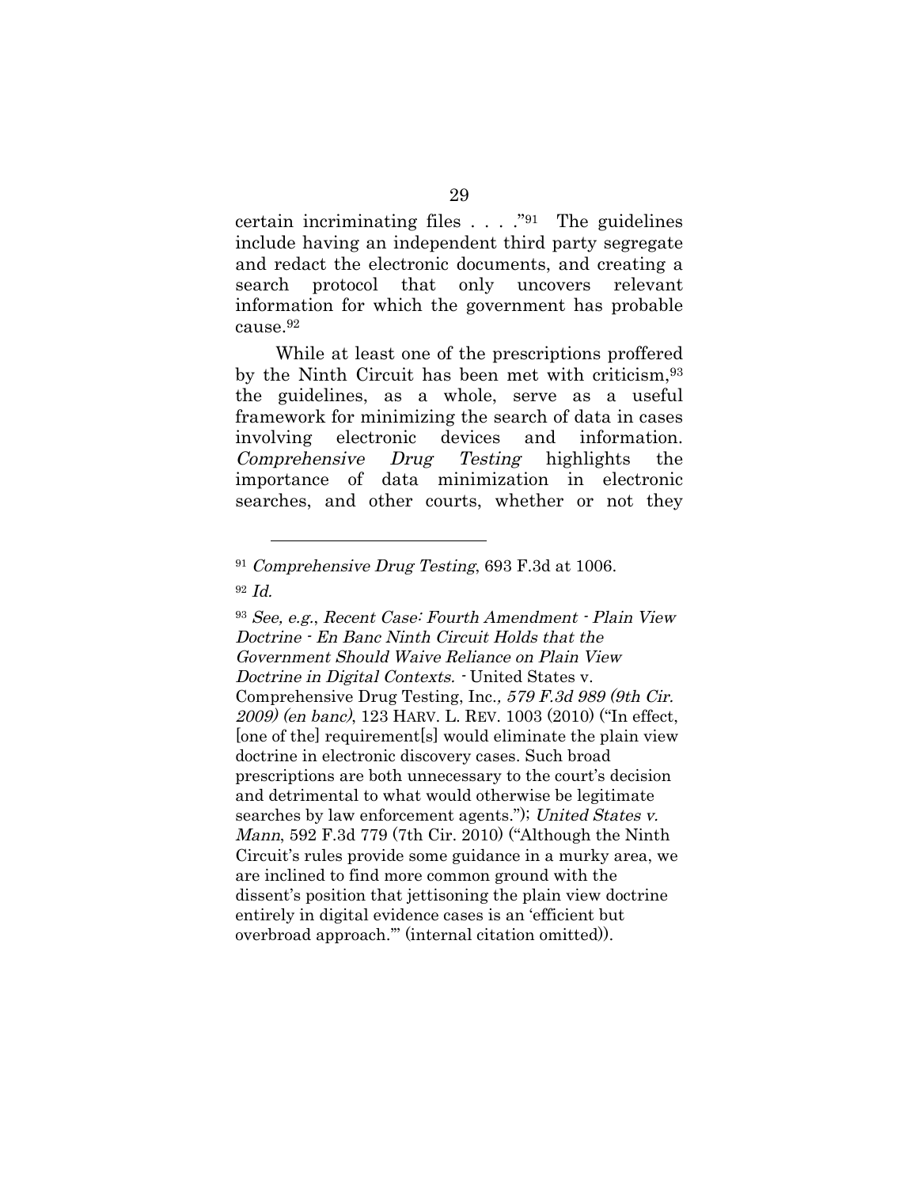certain incriminating files . . . ."[91] The guidelines include having an independent third party segregate and redact the electronic documents, and creating a search protocol that only uncovers relevant information for which the government has probable cause.[92]

While at least one of the prescriptions proffered by the Ninth Circuit has been met with criticism,[93] the guidelines, as a whole, serve as a useful framework for minimizing the search of data in cases involving electronic devices and information. *Comprehensive Drug Testing* highlights the importance of data minimization in electronic searches, and other courts, whether or not they

---

[91] *Comprehensive Drug Testing*, 693 F.3d at 1006.

[92] *Id.*

[93] *See, e.g.*, *Recent Case: Fourth Amendment - Plain View Doctrine - En Banc Ninth Circuit Holds that the Government Should Waive Reliance on Plain View Doctrine in Digital Contexts.* - United States v. Comprehensive Drug Testing, Inc.*, 579 F.3d 989 (9th Cir. 2009) (en banc)*, 123 HARV. L. REV. 1003 (2010) ("In effect, [one of the] requirement[s] would eliminate the plain view doctrine in electronic discovery cases. Such broad prescriptions are both unnecessary to the court's decision and detrimental to what would otherwise be legitimate searches by law enforcement agents."); *United States v. Mann*, 592 F.3d 779 (7th Cir. 2010) ("Although the Ninth Circuit's rules provide some guidance in a murky area, we are inclined to find more common ground with the dissent's position that jettisoning the plain view doctrine entirely in digital evidence cases is an 'efficient but overbroad approach.'" (internal citation omitted)).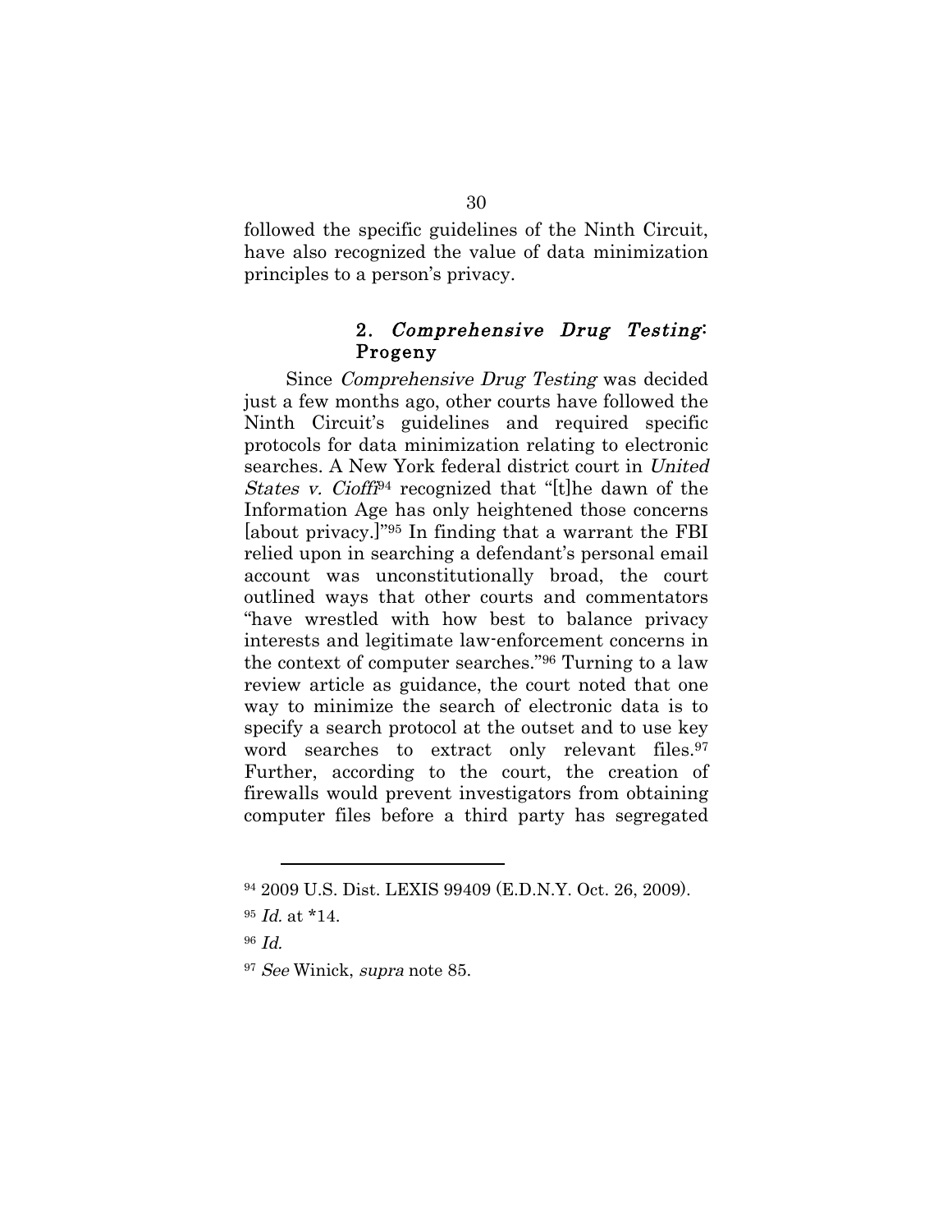followed the specific guidelines of the Ninth Circuit, have also recognized the value of data minimization principles to a person's privacy.

#### 2. *Comprehensive Drug Testing*: Progeny

Since *Comprehensive Drug Testing* was decided just a few months ago, other courts have followed the Ninth Circuit's guidelines and required specific protocols for data minimization relating to electronic searches. A New York federal district court in *United States v. Cioffi*[94] recognized that "[t]he dawn of the Information Age has only heightened those concerns [about privacy.]"[95] In finding that a warrant the FBI relied upon in searching a defendant's personal email account was unconstitutionally broad, the court outlined ways that other courts and commentators "have wrestled with how best to balance privacy interests and legitimate law-enforcement concerns in the context of computer searches."[96] Turning to a law review article as guidance, the court noted that one way to minimize the search of electronic data is to specify a search protocol at the outset and to use key word searches to extract only relevant files.[97] Further, according to the court, the creation of firewalls would prevent investigators from obtaining computer files before a third party has segregated

---

[94] 2009 U.S. Dist. LEXIS 99409 (E.D.N.Y. Oct. 26, 2009).

[95] *Id.* at *14.

[96] *Id.*

[97] *See* Winick, *supra* note 85.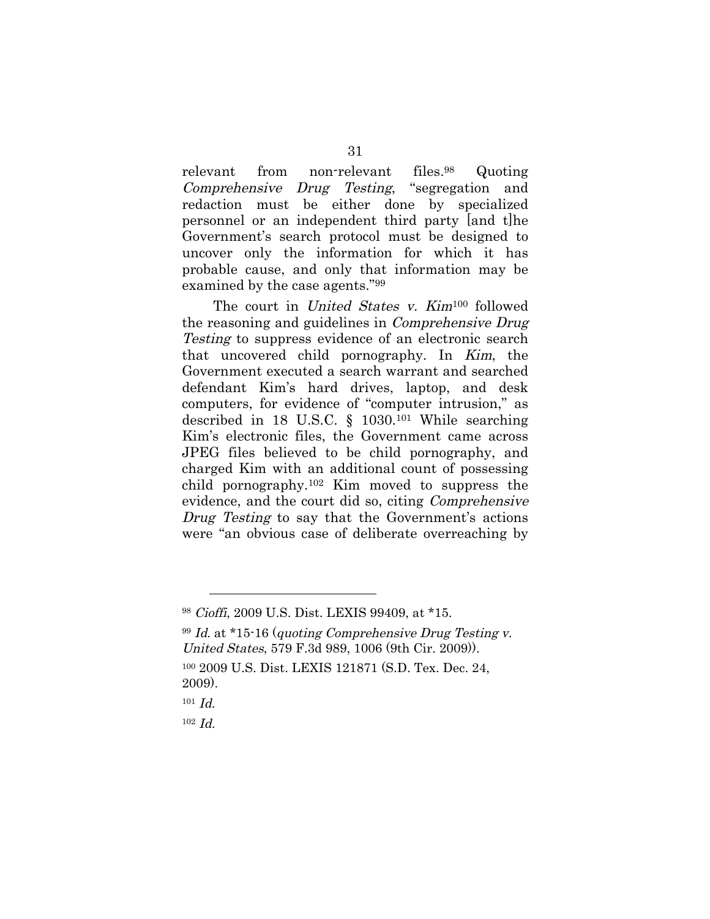relevant from non-relevant files.[98] Quoting *Comprehensive Drug Testing*, "segregation and redaction must be either done by specialized personnel or an independent third party [and t]he Government's search protocol must be designed to uncover only the information for which it has probable cause, and only that information may be examined by the case agents."[99]

The court in *United States v. Kim*[100] followed the reasoning and guidelines in *Comprehensive Drug Testing* to suppress evidence of an electronic search that uncovered child pornography. In *Kim*, the Government executed a search warrant and searched defendant Kim's hard drives, laptop, and desk computers, for evidence of "computer intrusion," as described in 18 U.S.C. § 1030.[101] While searching Kim's electronic files, the Government came across JPEG files believed to be child pornography, and charged Kim with an additional count of possessing child pornography.[102] Kim moved to suppress the evidence, and the court did so, citing *Comprehensive Drug Testing* to say that the Government's actions were "an obvious case of deliberate overreaching by

---

[98] *Cioffi*, 2009 U.S. Dist. LEXIS 99409, at *15.

[99] *Id.* at *15-16 (*quoting Comprehensive Drug Testing v. United States*, 579 F.3d 989, 1006 (9th Cir. 2009)).

[100] 2009 U.S. Dist. LEXIS 121871 (S.D. Tex. Dec. 24, 2009).

[101] *Id.*

[102] *Id.*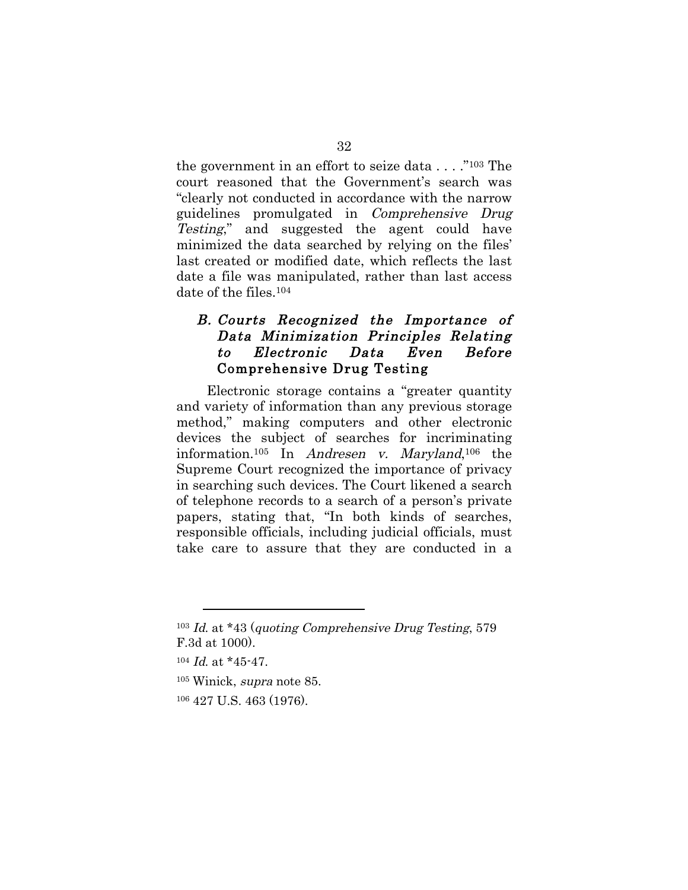the government in an effort to seize data . . . ."[103] The court reasoned that the Government's search was "clearly not conducted in accordance with the narrow guidelines promulgated in *Comprehensive Drug Testing*," and suggested the agent could have minimized the data searched by relying on the files' last created or modified date, which reflects the last date a file was manipulated, rather than last access date of the files.[104]

### *B. Courts Recognized the Importance of Data Minimization Principles Relating to Electronic Data Even Before* Comprehensive Drug Testing

Electronic storage contains a "greater quantity and variety of information than any previous storage method," making computers and other electronic devices the subject of searches for incriminating information.[105] In *Andresen v. Maryland*,[106] the Supreme Court recognized the importance of privacy in searching such devices. The Court likened a search of telephone records to a search of a person's private papers, stating that, "In both kinds of searches, responsible officials, including judicial officials, must take care to assure that they are conducted in a

---

[103] *Id.* at *43 (*quoting Comprehensive Drug Testing*, 579 F.3d at 1000).

[104] *Id.* at *45-47.

[105] Winick, *supra* note 85.

[106] 427 U.S. 463 (1976).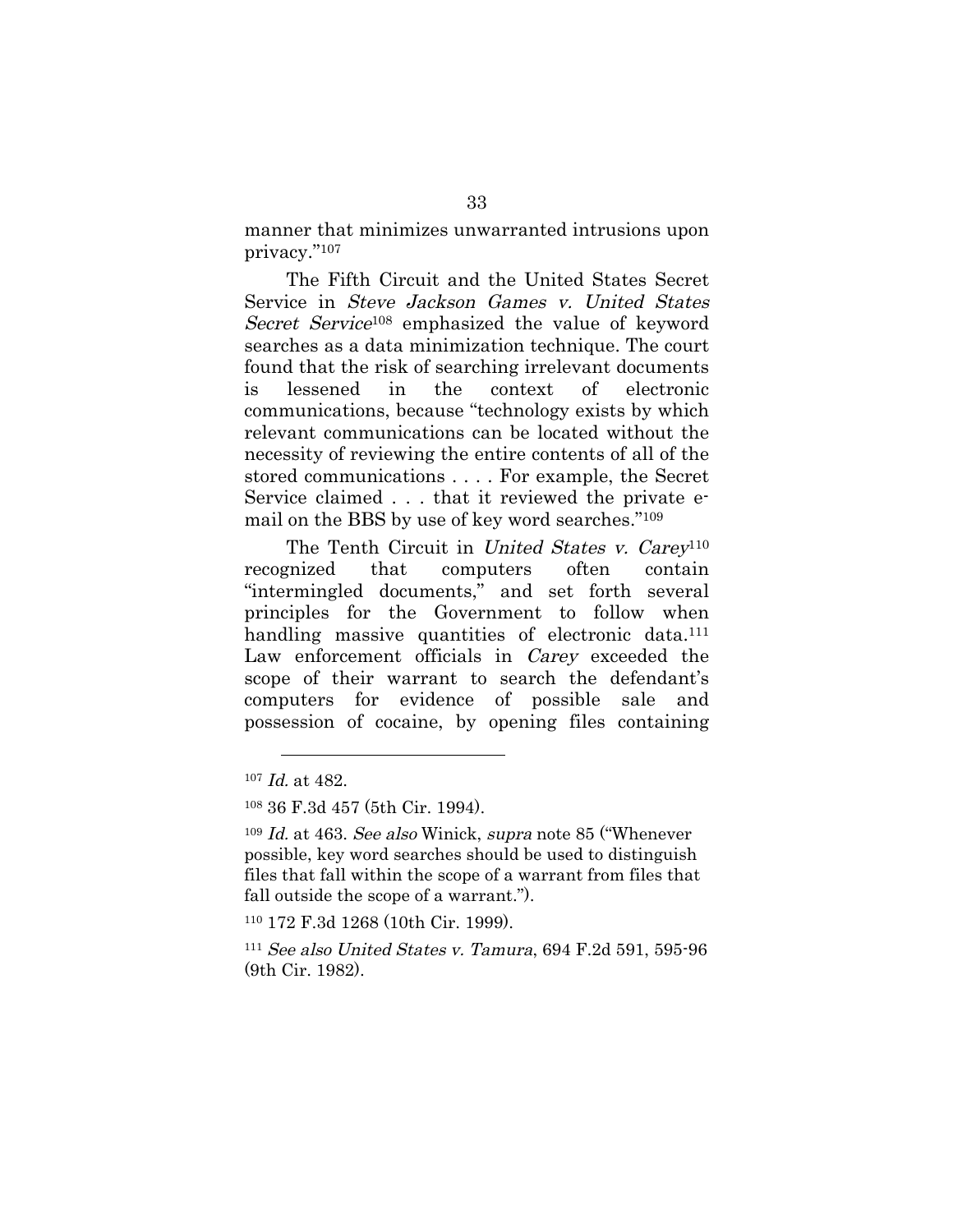manner that minimizes unwarranted intrusions upon privacy."[107]

The Fifth Circuit and the United States Secret Service in *Steve Jackson Games v. United States Secret Service*[108] emphasized the value of keyword searches as a data minimization technique. The court found that the risk of searching irrelevant documents is lessened in the context of electronic communications, because "technology exists by which relevant communications can be located without the necessity of reviewing the entire contents of all of the stored communications . . . . For example, the Secret Service claimed . . . that it reviewed the private e-mail on the BBS by use of key word searches."[109]

The Tenth Circuit in *United States v. Carey*[110] recognized that computers often contain "intermingled documents," and set forth several principles for the Government to follow when handling massive quantities of electronic data.[111] Law enforcement officials in *Carey* exceeded the scope of their warrant to search the defendant's computers for evidence of possible sale and possession of cocaine, by opening files containing

---

[107] *Id.* at 482.

[108] 36 F.3d 457 (5th Cir. 1994).

[109] *Id.* at 463. *See also* Winick, *supra* note 85 ("Whenever possible, key word searches should be used to distinguish files that fall within the scope of a warrant from files that fall outside the scope of a warrant.").

[110] 172 F.3d 1268 (10th Cir. 1999).

[111] *See also United States v. Tamura*, 694 F.2d 591, 595-96 (9th Cir. 1982).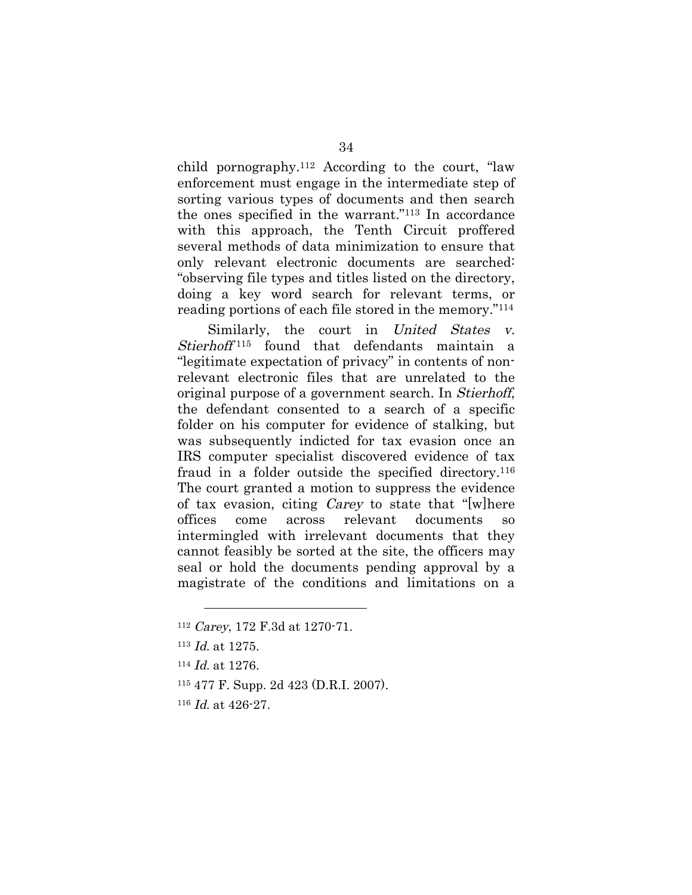child pornography.[112] According to the court, "law enforcement must engage in the intermediate step of sorting various types of documents and then search the ones specified in the warrant."[113] In accordance with this approach, the Tenth Circuit proffered several methods of data minimization to ensure that only relevant electronic documents are searched: "observing file types and titles listed on the directory, doing a key word search for relevant terms, or reading portions of each file stored in the memory."[114]

Similarly, the court in *United States v. Stierhoff*[115] found that defendants maintain a "legitimate expectation of privacy" in contents of non-relevant electronic files that are unrelated to the original purpose of a government search. In *Stierhoff*, the defendant consented to a search of a specific folder on his computer for evidence of stalking, but was subsequently indicted for tax evasion once an IRS computer specialist discovered evidence of tax fraud in a folder outside the specified directory.[116] The court granted a motion to suppress the evidence of tax evasion, citing *Carey* to state that "[w]here offices come across relevant documents so intermingled with irrelevant documents that they cannot feasibly be sorted at the site, the officers may seal or hold the documents pending approval by a magistrate of the conditions and limitations on a

---

[112] *Carey*, 172 F.3d at 1270-71.

[113] *Id.* at 1275.

[114] *Id.* at 1276.

[115] 477 F. Supp. 2d 423 (D.R.I. 2007).

[116] *Id.* at 426-27.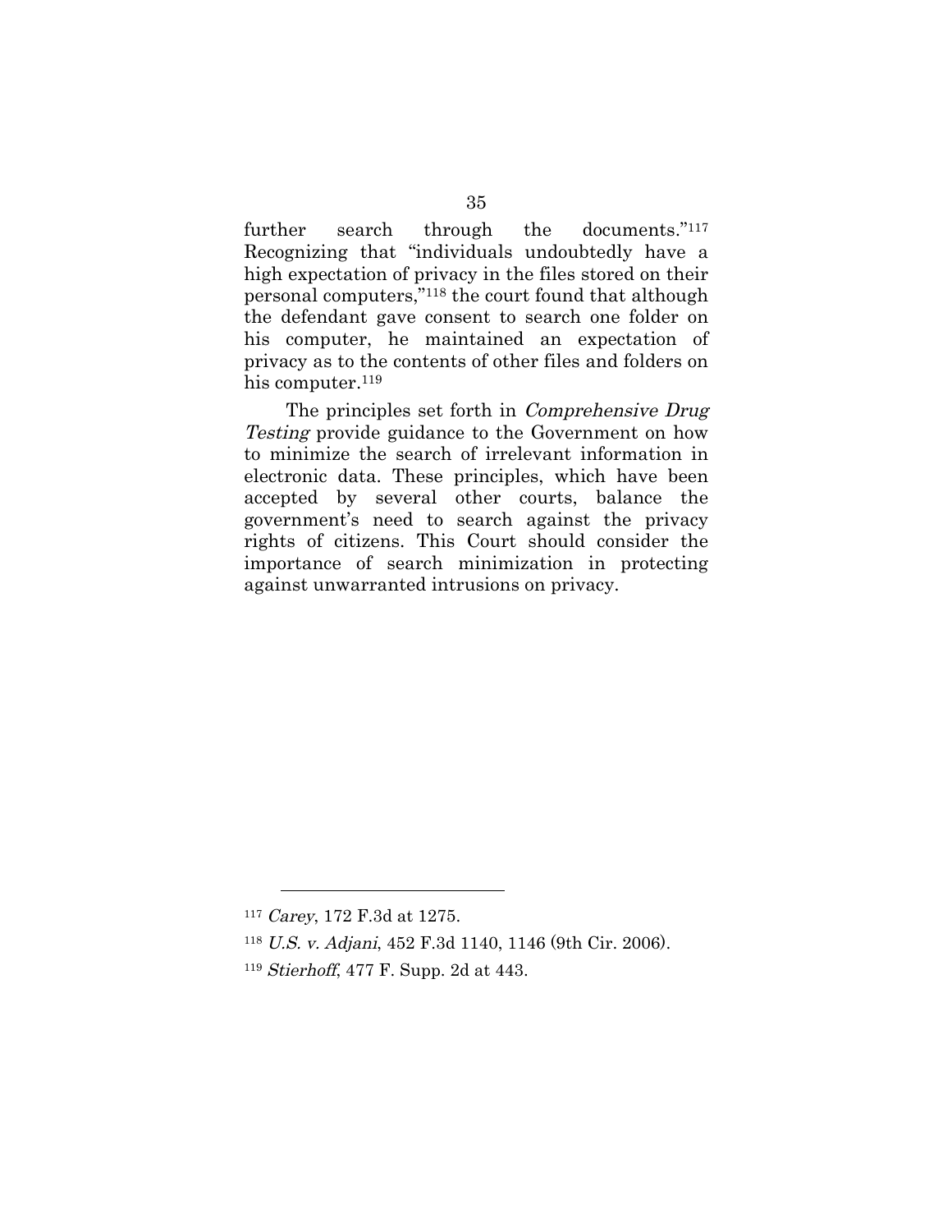further search through the documents."[117] Recognizing that "individuals undoubtedly have a high expectation of privacy in the files stored on their personal computers,"[118] the court found that although the defendant gave consent to search one folder on his computer, he maintained an expectation of privacy as to the contents of other files and folders on his computer.[119]

The principles set forth in *Comprehensive Drug Testing* provide guidance to the Government on how to minimize the search of irrelevant information in electronic data. These principles, which have been accepted by several other courts, balance the government's need to search against the privacy rights of citizens. This Court should consider the importance of search minimization in protecting against unwarranted intrusions on privacy.

---

[117] *Carey*, 172 F.3d at 1275.

[118] *U.S. v. Adjani*, 452 F.3d 1140, 1146 (9th Cir. 2006).

[119] *Stierhoff*, 477 F. Supp. 2d at 443.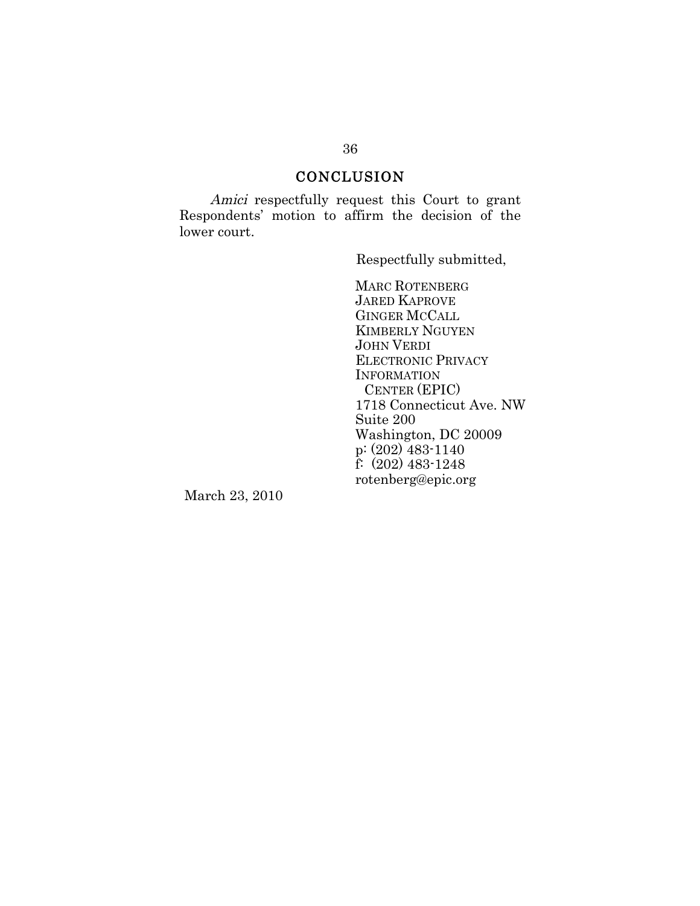## CONCLUSION

*Amici* respectfully request this Court to grant Respondents' motion to affirm the decision of the lower court.

Respectfully submitted,

MARC ROTENBERG
JARED KAPROVE
GINGER MCCALL
KIMBERLY NGUYEN
JOHN VERDI
ELECTRONIC PRIVACY
INFORMATION
CENTER (EPIC)
1718 Connecticut Ave. NW
Suite 200
Washington, DC 20009
p: (202) 483-1140
f: (202) 483-1248
rotenberg@epic.org

March 23, 2010